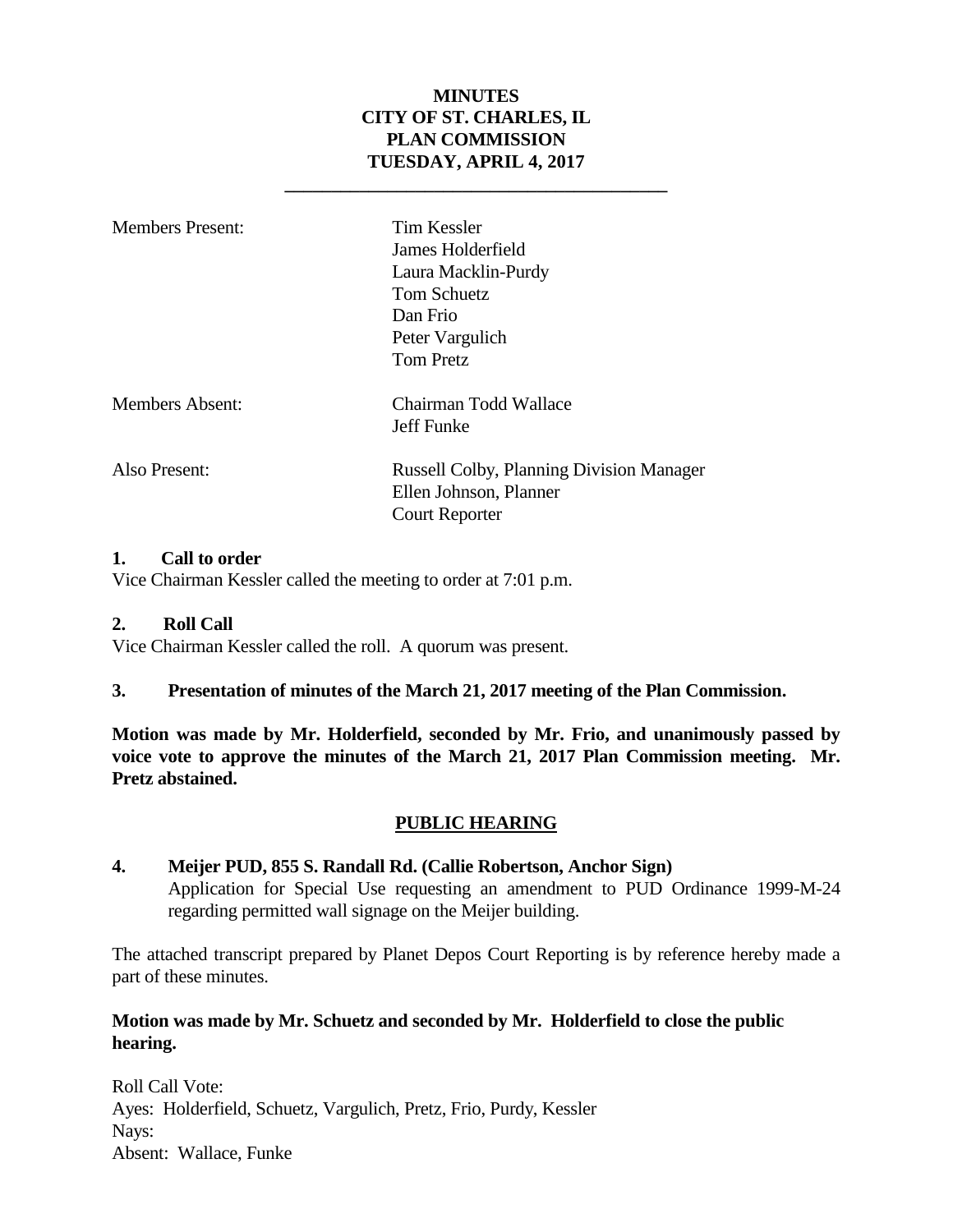# MINUTES
# CITY OF ST. CHARLES, IL
# PLAN COMMISSION
# TUESDAY, APRIL 4, 2017

---

| | |
|---|---|
| Members Present: | Tim Kessler<br>James Holderfield<br>Laura Macklin-Purdy<br>Tom Schuetz<br>Dan Frio<br>Peter Vargulich<br>Tom Pretz |
| Members Absent: | Chairman Todd Wallace<br>Jeff Funke |
| Also Present: | Russell Colby, Planning Division Manager<br>Ellen Johnson, Planner<br>Court Reporter |

**1. Call to order**

Vice Chairman Kessler called the meeting to order at 7:01 p.m.

**2. Roll Call**

Vice Chairman Kessler called the roll. A quorum was present.

**3. Presentation of minutes of the March 21, 2017 meeting of the Plan Commission.**

**Motion was made by Mr. Holderfield, seconded by Mr. Frio, and unanimously passed by voice vote to approve the minutes of the March 21, 2017 Plan Commission meeting. Mr. Pretz abstained.**

## PUBLIC HEARING

**4. Meijer PUD, 855 S. Randall Rd. (Callie Robertson, Anchor Sign)**

Application for Special Use requesting an amendment to PUD Ordinance 1999-M-24 regarding permitted wall signage on the Meijer building.

The attached transcript prepared by Planet Depos Court Reporting is by reference hereby made a part of these minutes.

**Motion was made by Mr. Schuetz and seconded by Mr. Holderfield to close the public hearing.**

Roll Call Vote:
Ayes: Holderfield, Schuetz, Vargulich, Pretz, Frio, Purdy, Kessler
Nays:
Absent: Wallace, Funke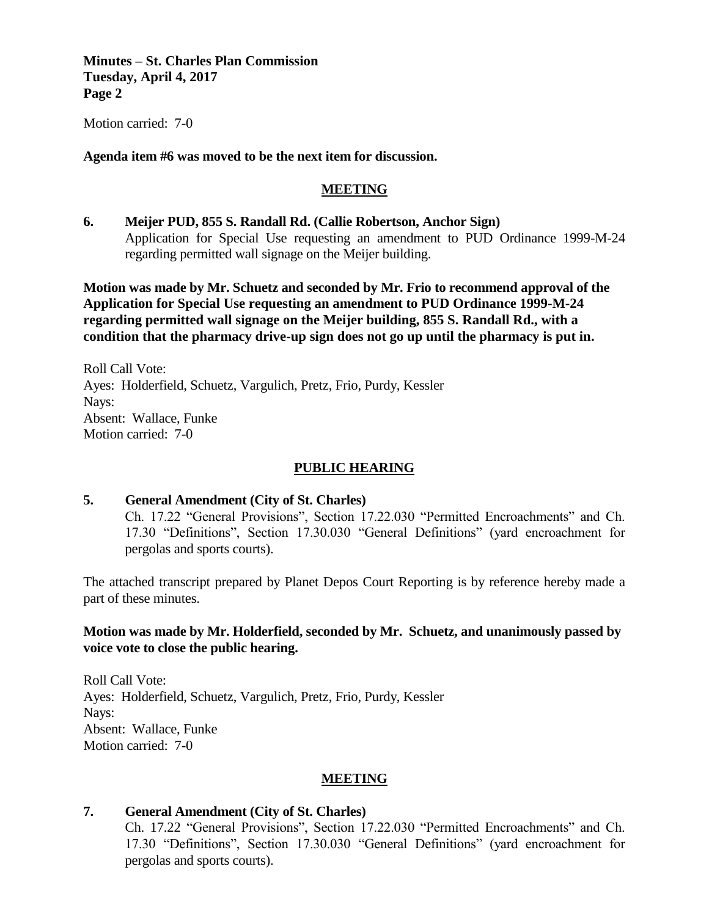Motion carried: 7-0

**Agenda item #6 was moved to be the next item for discussion.**

## MEETING

**6. Meijer PUD, 855 S. Randall Rd. (Callie Robertson, Anchor Sign)**
Application for Special Use requesting an amendment to PUD Ordinance 1999-M-24 regarding permitted wall signage on the Meijer building.

**Motion was made by Mr. Schuetz and seconded by Mr. Frio to recommend approval of the Application for Special Use requesting an amendment to PUD Ordinance 1999-M-24 regarding permitted wall signage on the Meijer building, 855 S. Randall Rd., with a condition that the pharmacy drive-up sign does not go up until the pharmacy is put in.**

Roll Call Vote:
Ayes: Holderfield, Schuetz, Vargulich, Pretz, Frio, Purdy, Kessler
Nays:
Absent: Wallace, Funke
Motion carried: 7-0

## PUBLIC HEARING

**5. General Amendment (City of St. Charles)**
Ch. 17.22 "General Provisions", Section 17.22.030 "Permitted Encroachments" and Ch. 17.30 "Definitions", Section 17.30.030 "General Definitions" (yard encroachment for pergolas and sports courts).

The attached transcript prepared by Planet Depos Court Reporting is by reference hereby made a part of these minutes.

**Motion was made by Mr. Holderfield, seconded by Mr. Schuetz, and unanimously passed by voice vote to close the public hearing.**

Roll Call Vote:
Ayes: Holderfield, Schuetz, Vargulich, Pretz, Frio, Purdy, Kessler
Nays:
Absent: Wallace, Funke
Motion carried: 7-0

## MEETING

**7. General Amendment (City of St. Charles)**
Ch. 17.22 "General Provisions", Section 17.22.030 "Permitted Encroachments" and Ch. 17.30 "Definitions", Section 17.30.030 "General Definitions" (yard encroachment for pergolas and sports courts).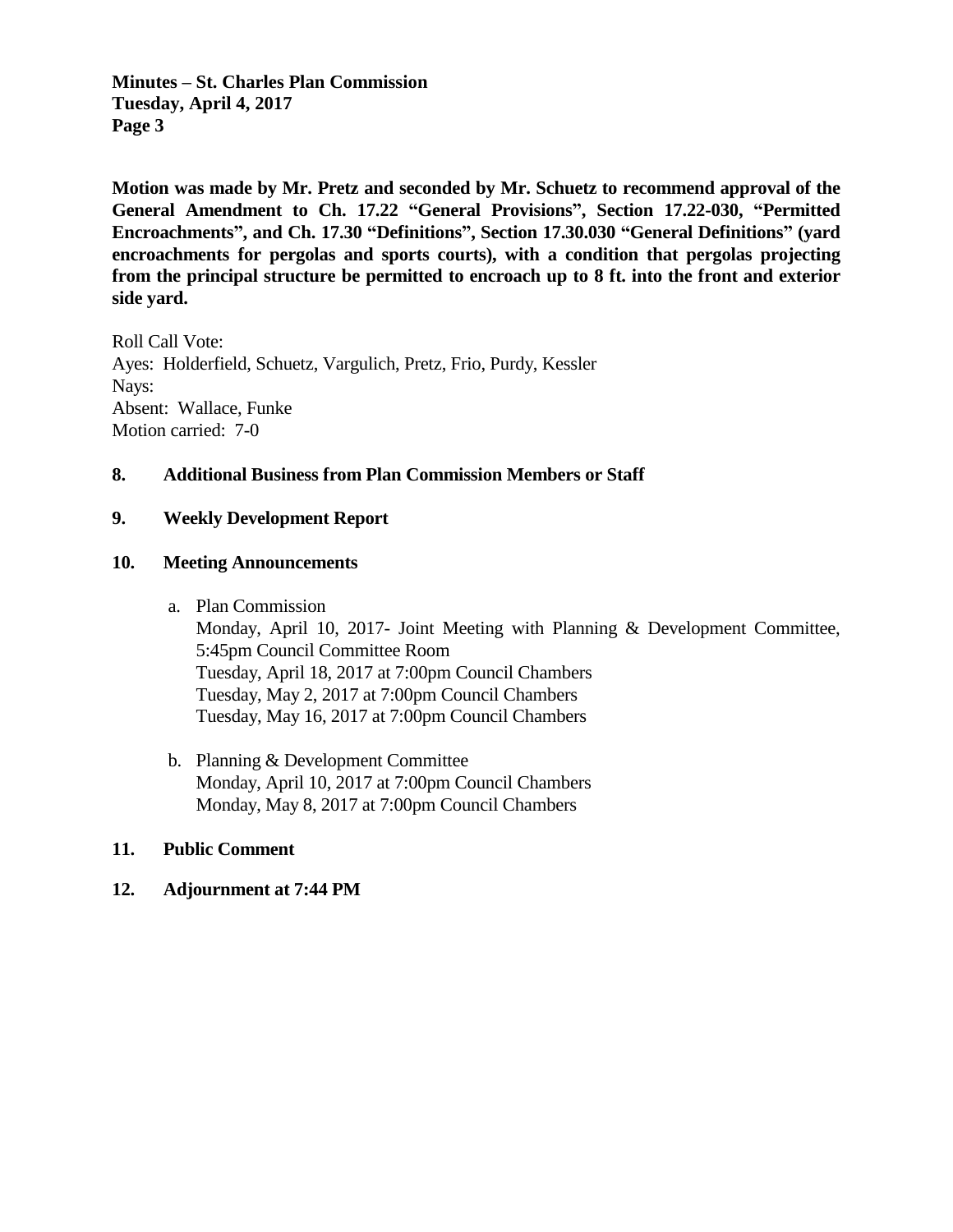**Motion was made by Mr. Pretz and seconded by Mr. Schuetz to recommend approval of the General Amendment to Ch. 17.22 "General Provisions", Section 17.22-030, "Permitted Encroachments", and Ch. 17.30 "Definitions", Section 17.30.030 "General Definitions" (yard encroachments for pergolas and sports courts), with a condition that pergolas projecting from the principal structure be permitted to encroach up to 8 ft. into the front and exterior side yard.**

Roll Call Vote:
Ayes: Holderfield, Schuetz, Vargulich, Pretz, Frio, Purdy, Kessler
Nays:
Absent: Wallace, Funke
Motion carried: 7-0

## 8. Additional Business from Plan Commission Members or Staff

## 9. Weekly Development Report

## 10. Meeting Announcements

a. Plan Commission
   Monday, April 10, 2017- Joint Meeting with Planning & Development Committee, 5:45pm Council Committee Room
   Tuesday, April 18, 2017 at 7:00pm Council Chambers
   Tuesday, May 2, 2017 at 7:00pm Council Chambers
   Tuesday, May 16, 2017 at 7:00pm Council Chambers

b. Planning & Development Committee
   Monday, April 10, 2017 at 7:00pm Council Chambers
   Monday, May 8, 2017 at 7:00pm Council Chambers

## 11. Public Comment

## 12. Adjournment at 7:44 PM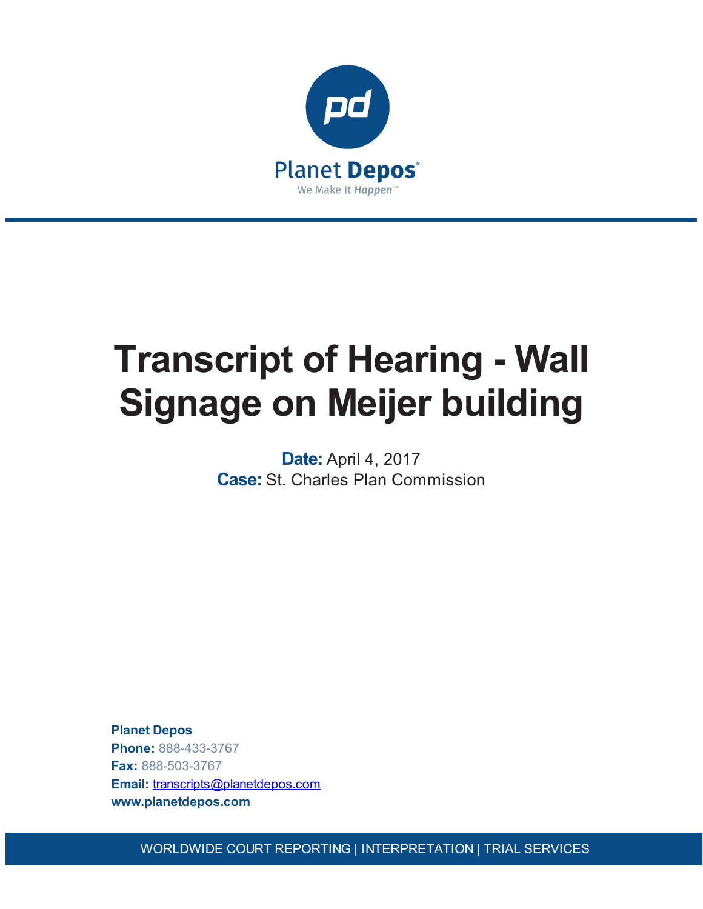Planet Depos

We Make It Happen™

# Transcript of Hearing - Wall Signage on Meijer building

**Date:** April 4, 2017
**Case:** St. Charles Plan Commission

**Planet Depos**
**Phone:** 888-433-3767
**Fax:** 888-503-3767
**Email:** transcripts@planetdepos.com
**www.planetdepos.com**

WORLDWIDE COURT REPORTING | INTERPRETATION | TRIAL SERVICES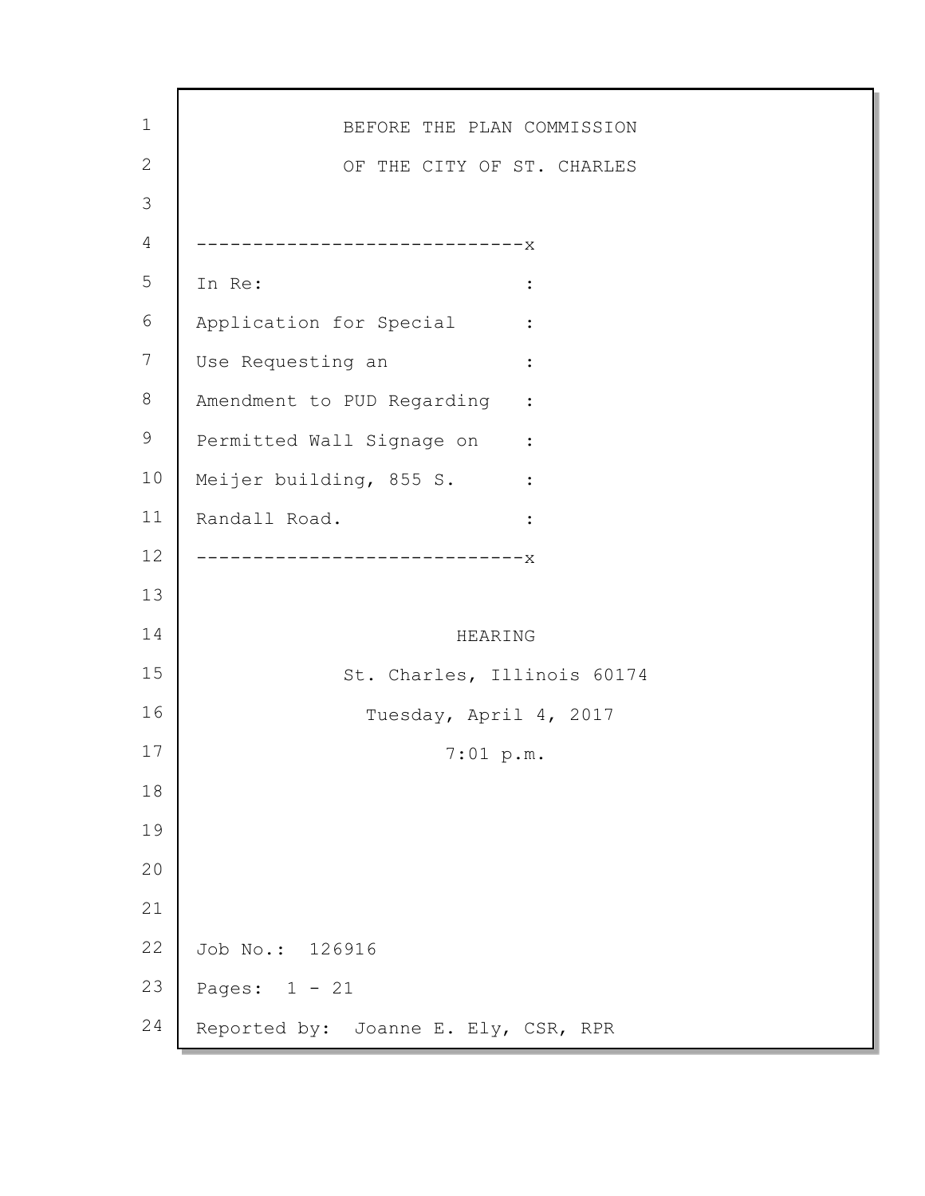BEFORE THE PLAN COMMISSION

OF THE CITY OF ST. CHARLES

```
------------------------------x
In Re:                        :
Application for Special       :
Use Requesting an             :
Amendment to PUD Regarding    :
Permitted Wall Signage on     :
Meijer building, 855 S.       :
Randall Road.                 :
------------------------------x
```

HEARING

St. Charles, Illinois 60174

Tuesday, April 4, 2017

7:01 p.m.

Job No.: 126916

Pages: 1 - 21

Reported by: Joanne E. Ely, CSR, RPR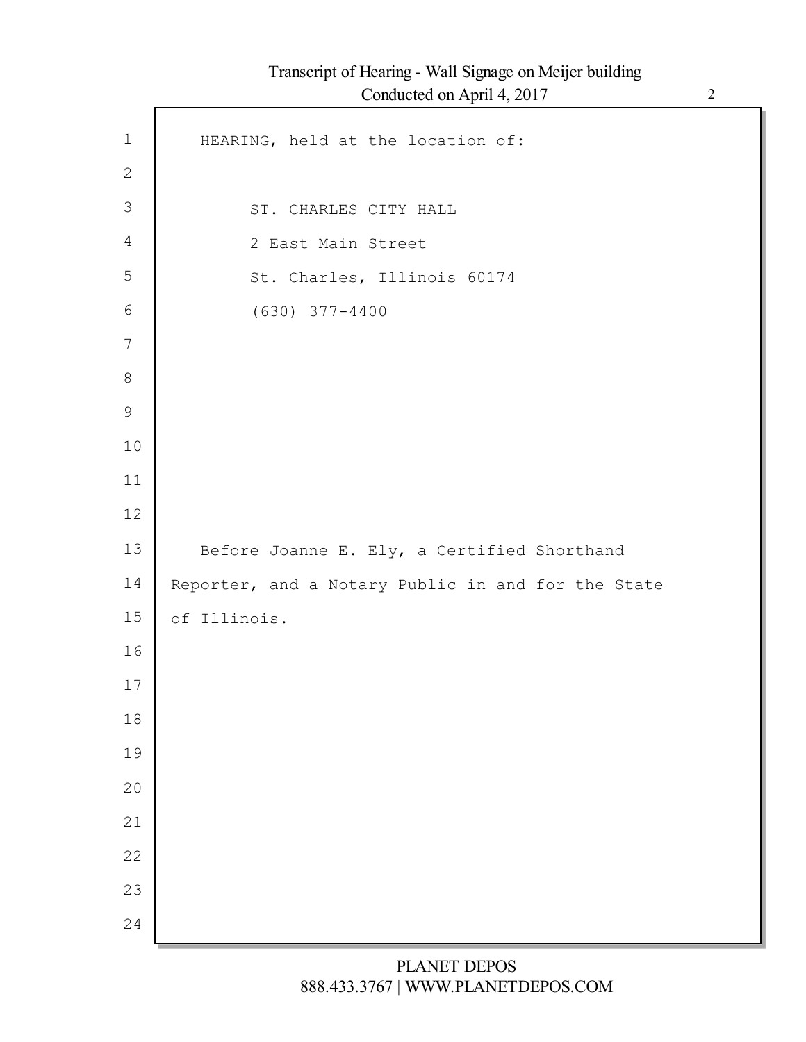HEARING, held at the location of:

ST. CHARLES CITY HALL
2 East Main Street
St. Charles, Illinois 60174
(630) 377-4400

Before Joanne E. Ely, a Certified Shorthand Reporter, and a Notary Public in and for the State of Illinois.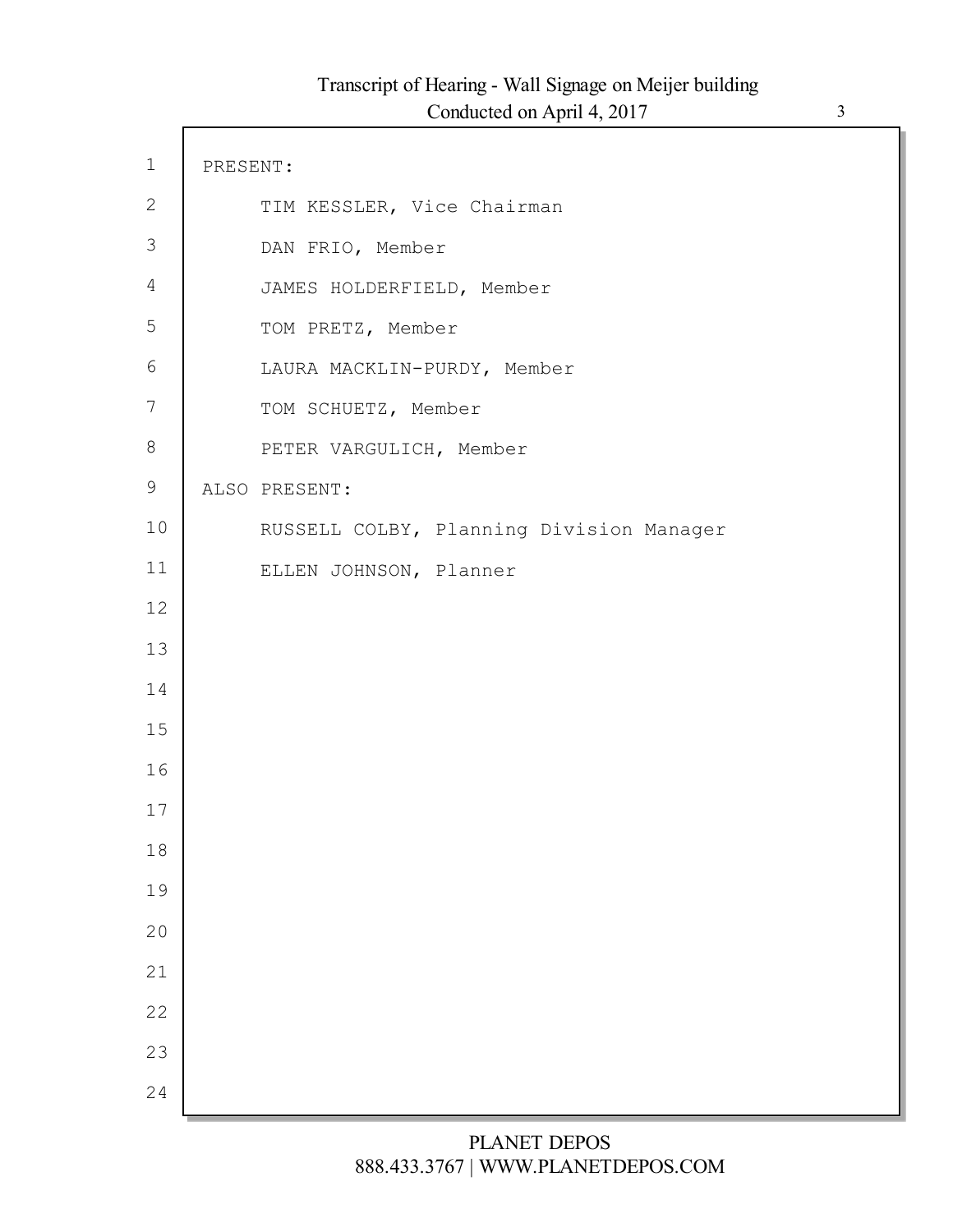PRESENT:

TIM KESSLER, Vice Chairman

DAN FRIO, Member

JAMES HOLDERFIELD, Member

TOM PRETZ, Member

LAURA MACKLIN-PURDY, Member

TOM SCHUETZ, Member

PETER VARGULICH, Member

ALSO PRESENT:

RUSSELL COLBY, Planning Division Manager

ELLEN JOHNSON, Planner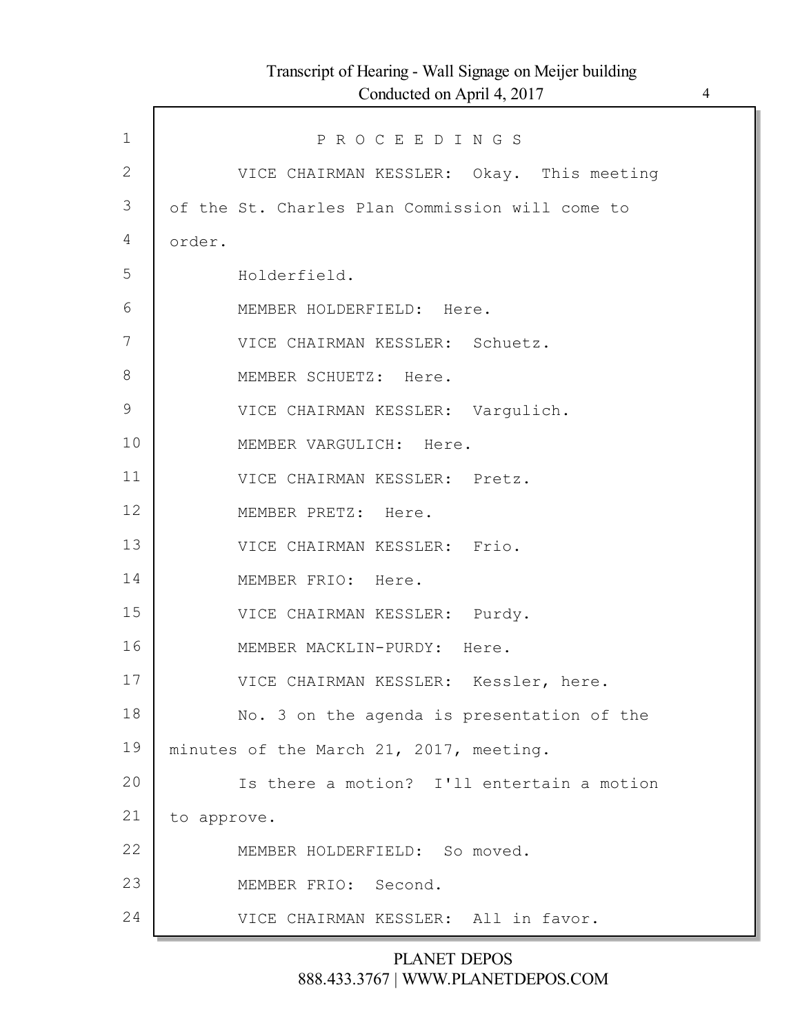P R O C E E D I N G S

VICE CHAIRMAN KESSLER: Okay. This meeting of the St. Charles Plan Commission will come to order.

Holderfield.

MEMBER HOLDERFIELD: Here.

VICE CHAIRMAN KESSLER: Schuetz.

MEMBER SCHUETZ: Here.

VICE CHAIRMAN KESSLER: Vargulich.

MEMBER VARGULICH: Here.

VICE CHAIRMAN KESSLER: Pretz.

MEMBER PRETZ: Here.

VICE CHAIRMAN KESSLER: Frio.

MEMBER FRIO: Here.

VICE CHAIRMAN KESSLER: Purdy.

MEMBER MACKLIN-PURDY: Here.

VICE CHAIRMAN KESSLER: Kessler, here.

No. 3 on the agenda is presentation of the minutes of the March 21, 2017, meeting.

Is there a motion? I'll entertain a motion to approve.

MEMBER HOLDERFIELD: So moved.

MEMBER FRIO: Second.

VICE CHAIRMAN KESSLER: All in favor.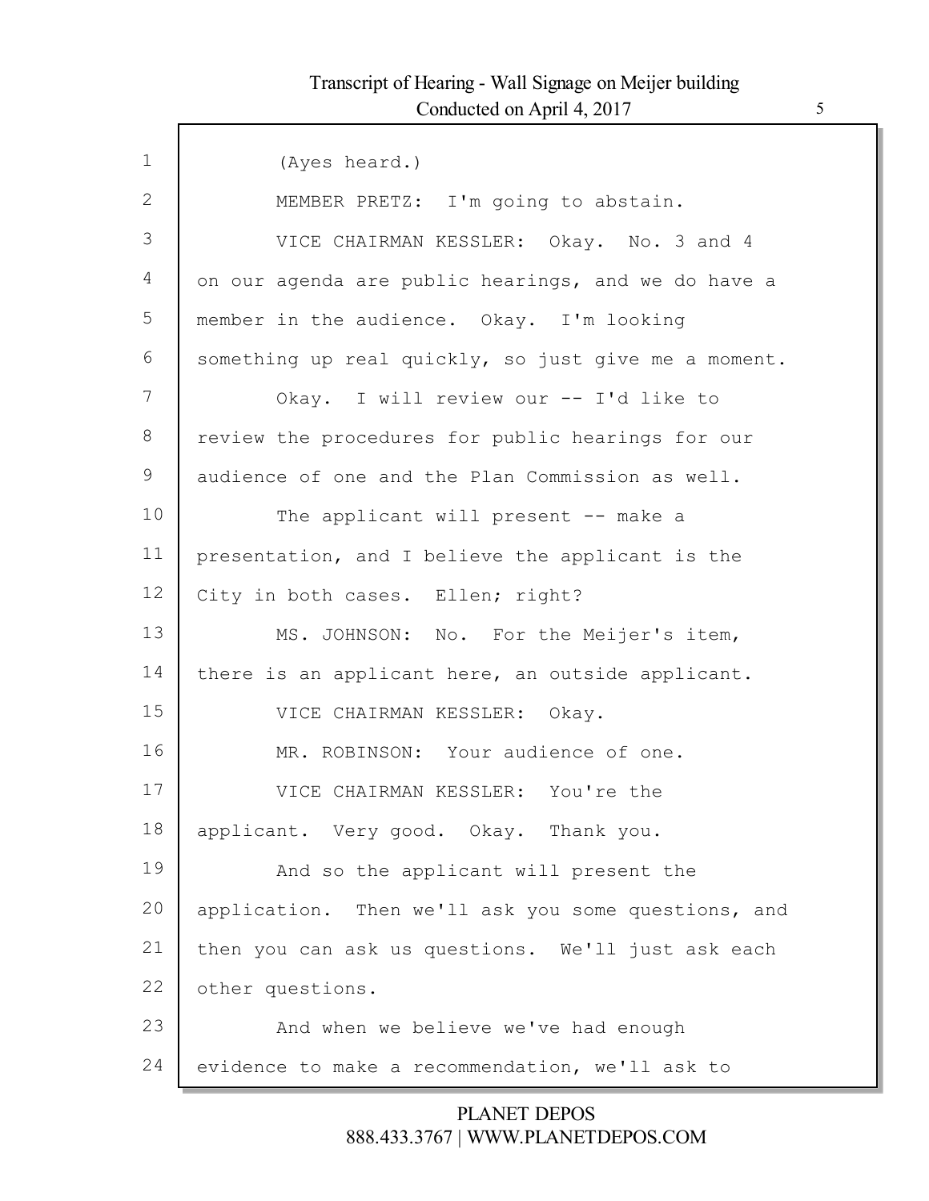1 (Ayes heard.)

2 MEMBER PRETZ: I'm going to abstain.

3 VICE CHAIRMAN KESSLER: Okay. No. 3 and 4

4 on our agenda are public hearings, and we do have a

5 member in the audience. Okay. I'm looking

6 something up real quickly, so just give me a moment.

7 Okay. I will review our -- I'd like to

8 review the procedures for public hearings for our

9 audience of one and the Plan Commission as well.

10 The applicant will present -- make a

11 presentation, and I believe the applicant is the

12 City in both cases. Ellen; right?

13 MS. JOHNSON: No. For the Meijer's item,

14 there is an applicant here, an outside applicant.

15 VICE CHAIRMAN KESSLER: Okay.

16 MR. ROBINSON: Your audience of one.

17 VICE CHAIRMAN KESSLER: You're the

18 applicant. Very good. Okay. Thank you.

19 And so the applicant will present the

20 application. Then we'll ask you some questions, and

21 then you can ask us questions. We'll just ask each

22 other questions.

23 And when we believe we've had enough

24 evidence to make a recommendation, we'll ask to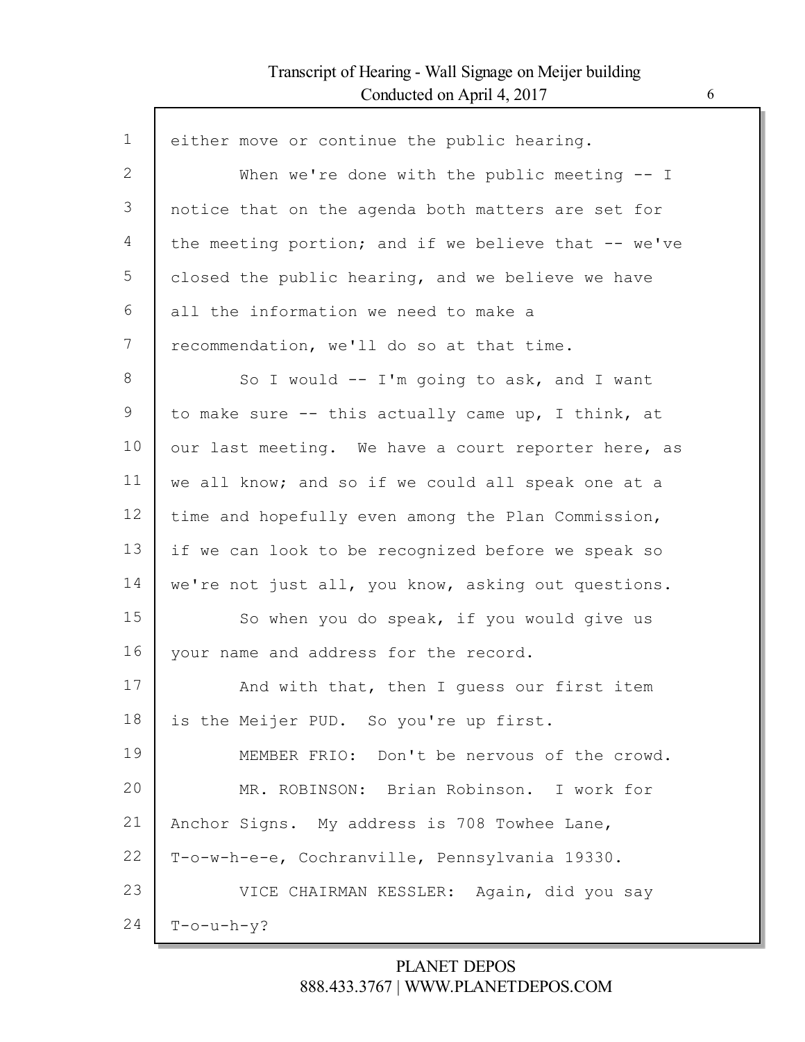either move or continue the public hearing.

When we're done with the public meeting -- I notice that on the agenda both matters are set for the meeting portion; and if we believe that -- we've closed the public hearing, and we believe we have all the information we need to make a recommendation, we'll do so at that time.

So I would -- I'm going to ask, and I want to make sure -- this actually came up, I think, at our last meeting. We have a court reporter here, as we all know; and so if we could all speak one at a time and hopefully even among the Plan Commission, if we can look to be recognized before we speak so we're not just all, you know, asking out questions.

So when you do speak, if you would give us your name and address for the record.

And with that, then I guess our first item is the Meijer PUD. So you're up first.

MEMBER FRIO: Don't be nervous of the crowd.

MR. ROBINSON: Brian Robinson. I work for Anchor Signs. My address is 708 Towhee Lane, T-o-w-h-e-e, Cochranville, Pennsylvania 19330.

VICE CHAIRMAN KESSLER: Again, did you say T-o-u-h-y?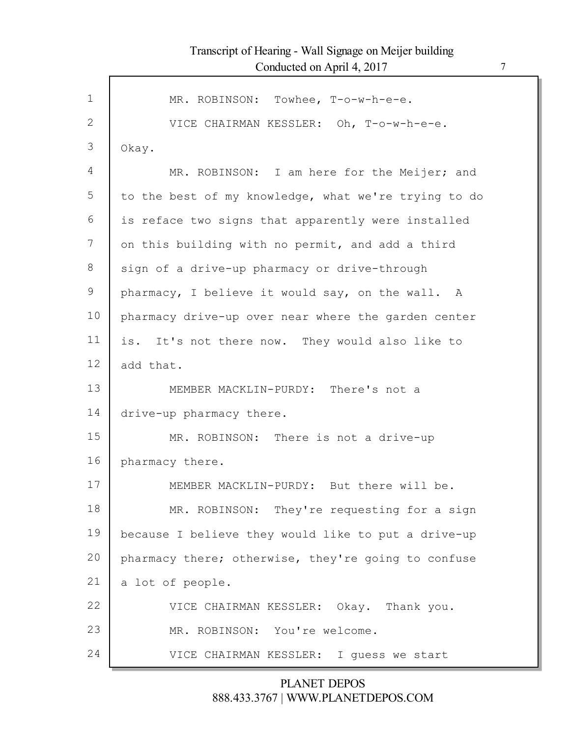MR. ROBINSON: Towhee, T-o-w-h-e-e.

VICE CHAIRMAN KESSLER: Oh, T-o-w-h-e-e. Okay.

MR. ROBINSON: I am here for the Meijer; and to the best of my knowledge, what we're trying to do is reface two signs that apparently were installed on this building with no permit, and add a third sign of a drive-up pharmacy or drive-through pharmacy, I believe it would say, on the wall. A pharmacy drive-up over near where the garden center is. It's not there now. They would also like to add that.

MEMBER MACKLIN-PURDY: There's not a drive-up pharmacy there.

MR. ROBINSON: There is not a drive-up pharmacy there.

MEMBER MACKLIN-PURDY: But there will be.

MR. ROBINSON: They're requesting for a sign because I believe they would like to put a drive-up pharmacy there; otherwise, they're going to confuse a lot of people.

VICE CHAIRMAN KESSLER: Okay. Thank you.

MR. ROBINSON: You're welcome.

VICE CHAIRMAN KESSLER: I guess we start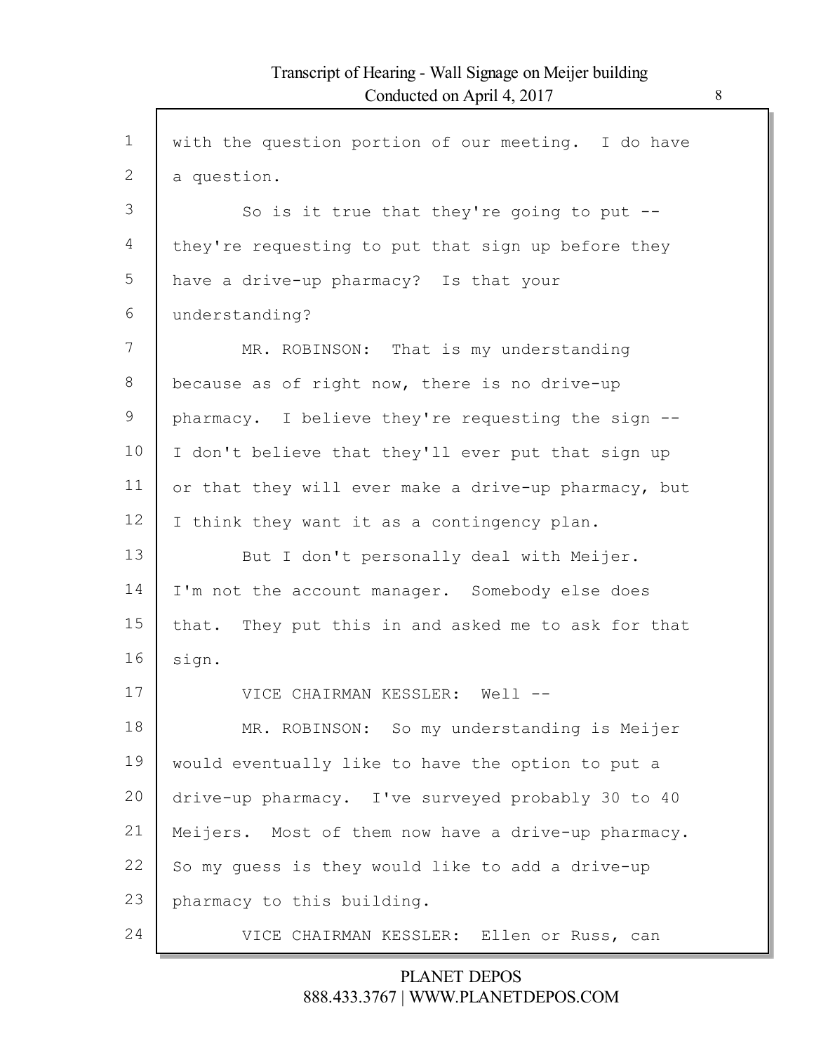with the question portion of our meeting. I do have a question.

So is it true that they're going to put -- they're requesting to put that sign up before they have a drive-up pharmacy? Is that your understanding?

MR. ROBINSON: That is my understanding because as of right now, there is no drive-up pharmacy. I believe they're requesting the sign -- I don't believe that they'll ever put that sign up or that they will ever make a drive-up pharmacy, but I think they want it as a contingency plan.

But I don't personally deal with Meijer. I'm not the account manager. Somebody else does that. They put this in and asked me to ask for that sign.

VICE CHAIRMAN KESSLER: Well --

MR. ROBINSON: So my understanding is Meijer would eventually like to have the option to put a drive-up pharmacy. I've surveyed probably 30 to 40 Meijers. Most of them now have a drive-up pharmacy. So my guess is they would like to add a drive-up pharmacy to this building.

VICE CHAIRMAN KESSLER: Ellen or Russ, can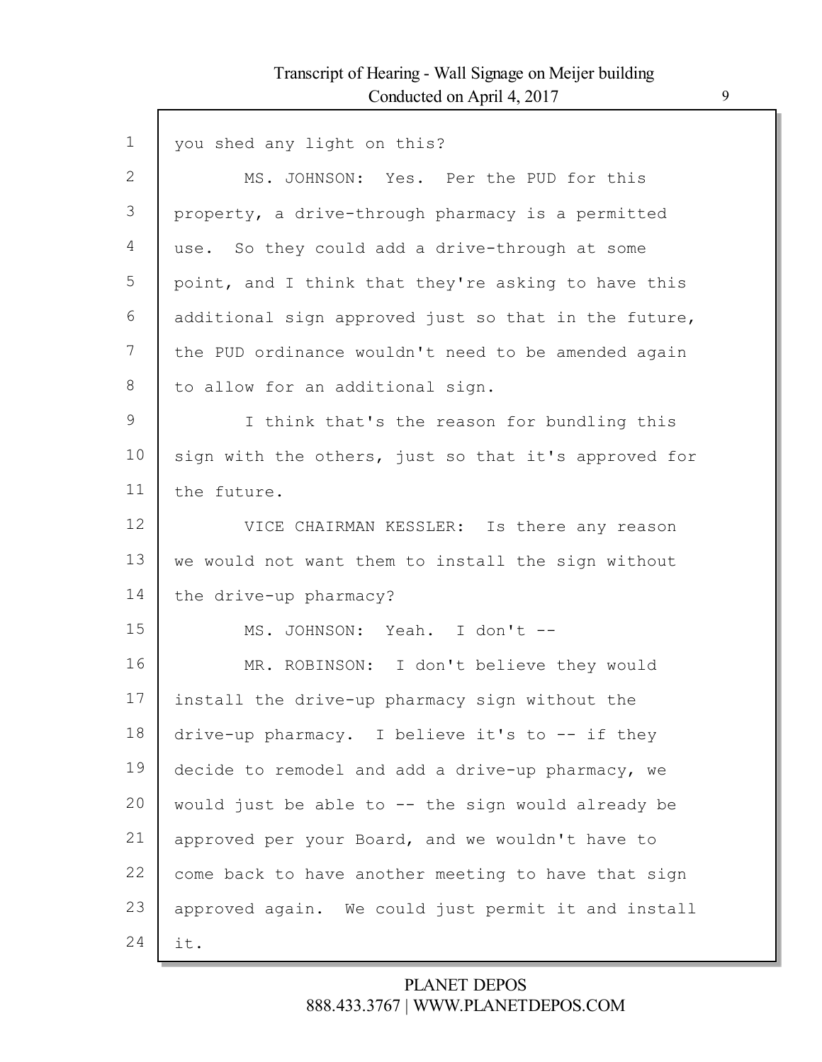you shed any light on this?

MS. JOHNSON: Yes. Per the PUD for this property, a drive-through pharmacy is a permitted use. So they could add a drive-through at some point, and I think that they're asking to have this additional sign approved just so that in the future, the PUD ordinance wouldn't need to be amended again to allow for an additional sign.

I think that's the reason for bundling this sign with the others, just so that it's approved for the future.

VICE CHAIRMAN KESSLER: Is there any reason we would not want them to install the sign without the drive-up pharmacy?

MS. JOHNSON: Yeah. I don't --

MR. ROBINSON: I don't believe they would install the drive-up pharmacy sign without the drive-up pharmacy. I believe it's to -- if they decide to remodel and add a drive-up pharmacy, we would just be able to -- the sign would already be approved per your Board, and we wouldn't have to come back to have another meeting to have that sign approved again. We could just permit it and install it.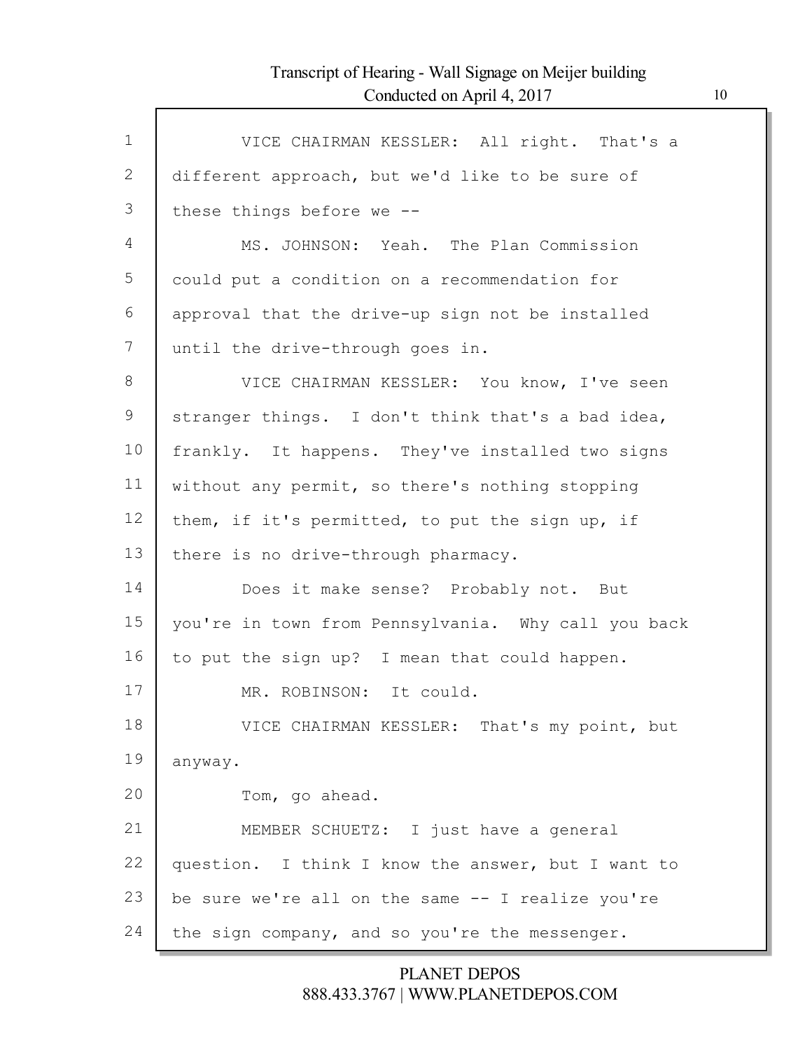VICE CHAIRMAN KESSLER: All right. That's a different approach, but we'd like to be sure of these things before we --

MS. JOHNSON: Yeah. The Plan Commission could put a condition on a recommendation for approval that the drive-up sign not be installed until the drive-through goes in.

VICE CHAIRMAN KESSLER: You know, I've seen stranger things. I don't think that's a bad idea, frankly. It happens. They've installed two signs without any permit, so there's nothing stopping them, if it's permitted, to put the sign up, if there is no drive-through pharmacy.

Does it make sense? Probably not. But you're in town from Pennsylvania. Why call you back to put the sign up? I mean that could happen.

MR. ROBINSON: It could.

VICE CHAIRMAN KESSLER: That's my point, but anyway.

Tom, go ahead.

MEMBER SCHUETZ: I just have a general question. I think I know the answer, but I want to be sure we're all on the same -- I realize you're the sign company, and so you're the messenger.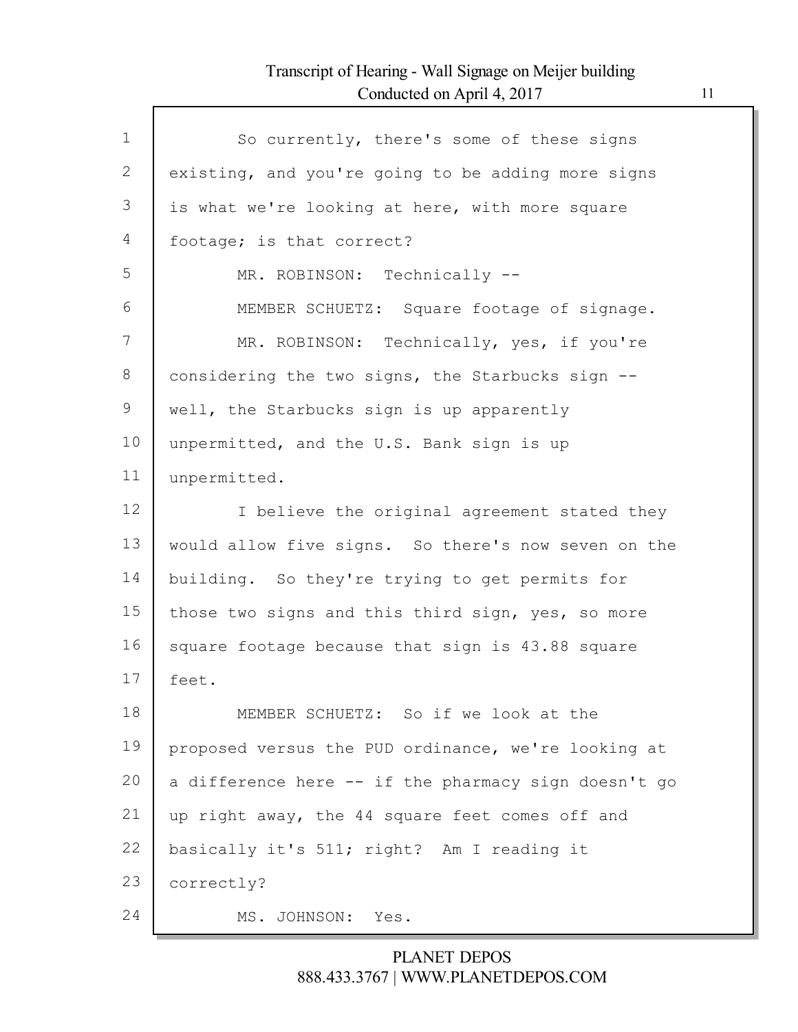So currently, there's some of these signs existing, and you're going to be adding more signs is what we're looking at here, with more square footage; is that correct?

MR. ROBINSON: Technically --

MEMBER SCHUETZ: Square footage of signage.

MR. ROBINSON: Technically, yes, if you're considering the two signs, the Starbucks sign -- well, the Starbucks sign is up apparently unpermitted, and the U.S. Bank sign is up unpermitted.

I believe the original agreement stated they would allow five signs. So there's now seven on the building. So they're trying to get permits for those two signs and this third sign, yes, so more square footage because that sign is 43.88 square feet.

MEMBER SCHUETZ: So if we look at the proposed versus the PUD ordinance, we're looking at a difference here -- if the pharmacy sign doesn't go up right away, the 44 square feet comes off and basically it's 511; right? Am I reading it correctly?

MS. JOHNSON: Yes.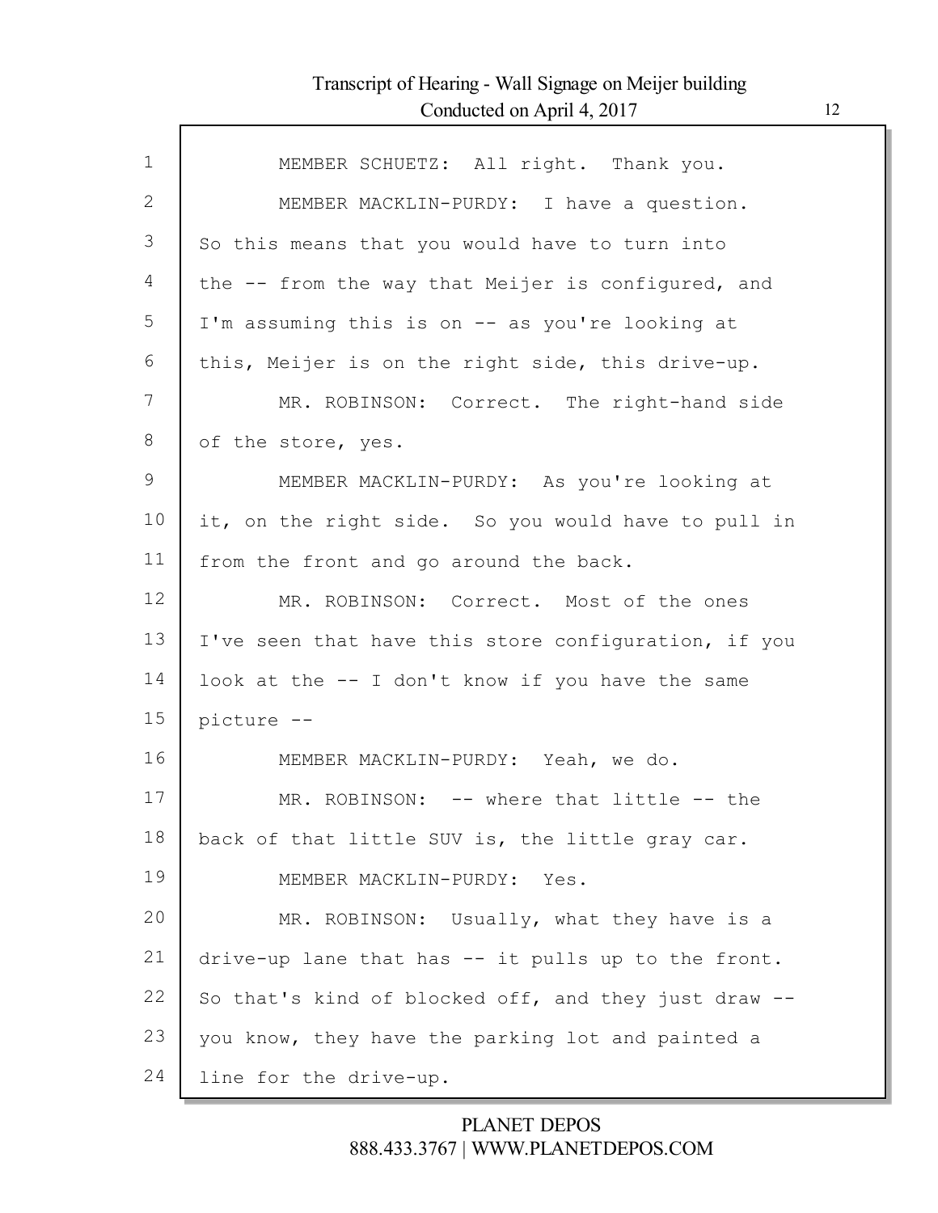MEMBER SCHUETZ: All right. Thank you.

MEMBER MACKLIN-PURDY: I have a question. So this means that you would have to turn into the -- from the way that Meijer is configured, and I'm assuming this is on -- as you're looking at this, Meijer is on the right side, this drive-up.

MR. ROBINSON: Correct. The right-hand side of the store, yes.

MEMBER MACKLIN-PURDY: As you're looking at it, on the right side. So you would have to pull in from the front and go around the back.

MR. ROBINSON: Correct. Most of the ones I've seen that have this store configuration, if you look at the -- I don't know if you have the same picture --

MEMBER MACKLIN-PURDY: Yeah, we do.

MR. ROBINSON: -- where that little -- the back of that little SUV is, the little gray car.

MEMBER MACKLIN-PURDY: Yes.

MR. ROBINSON: Usually, what they have is a drive-up lane that has -- it pulls up to the front. So that's kind of blocked off, and they just draw -- you know, they have the parking lot and painted a line for the drive-up.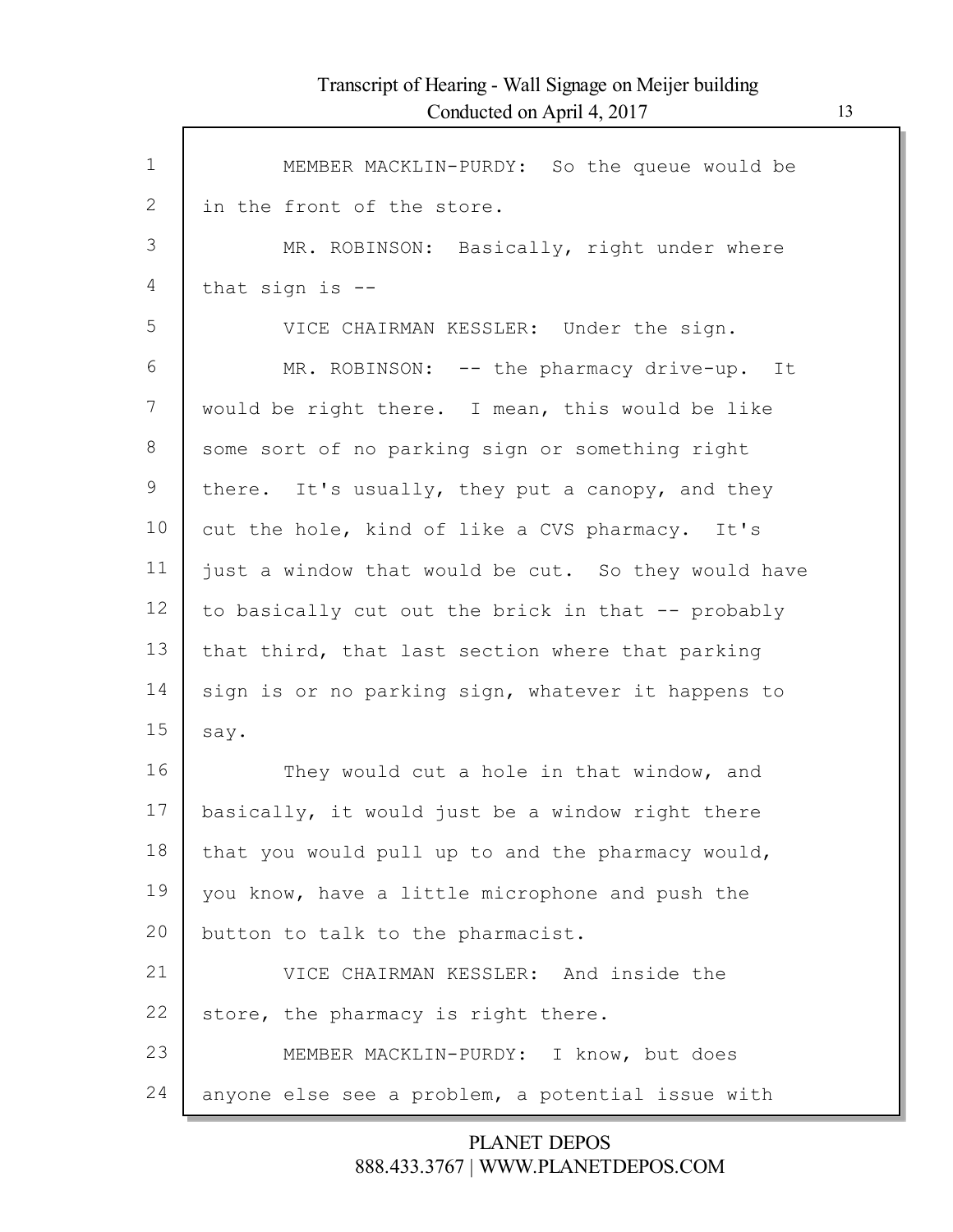MEMBER MACKLIN-PURDY: So the queue would be in the front of the store.

MR. ROBINSON: Basically, right under where that sign is --

VICE CHAIRMAN KESSLER: Under the sign.

MR. ROBINSON: -- the pharmacy drive-up. It would be right there. I mean, this would be like some sort of no parking sign or something right there. It's usually, they put a canopy, and they cut the hole, kind of like a CVS pharmacy. It's just a window that would be cut. So they would have to basically cut out the brick in that -- probably that third, that last section where that parking sign is or no parking sign, whatever it happens to say.

They would cut a hole in that window, and basically, it would just be a window right there that you would pull up to and the pharmacy would, you know, have a little microphone and push the button to talk to the pharmacist.

VICE CHAIRMAN KESSLER: And inside the store, the pharmacy is right there.

MEMBER MACKLIN-PURDY: I know, but does anyone else see a problem, a potential issue with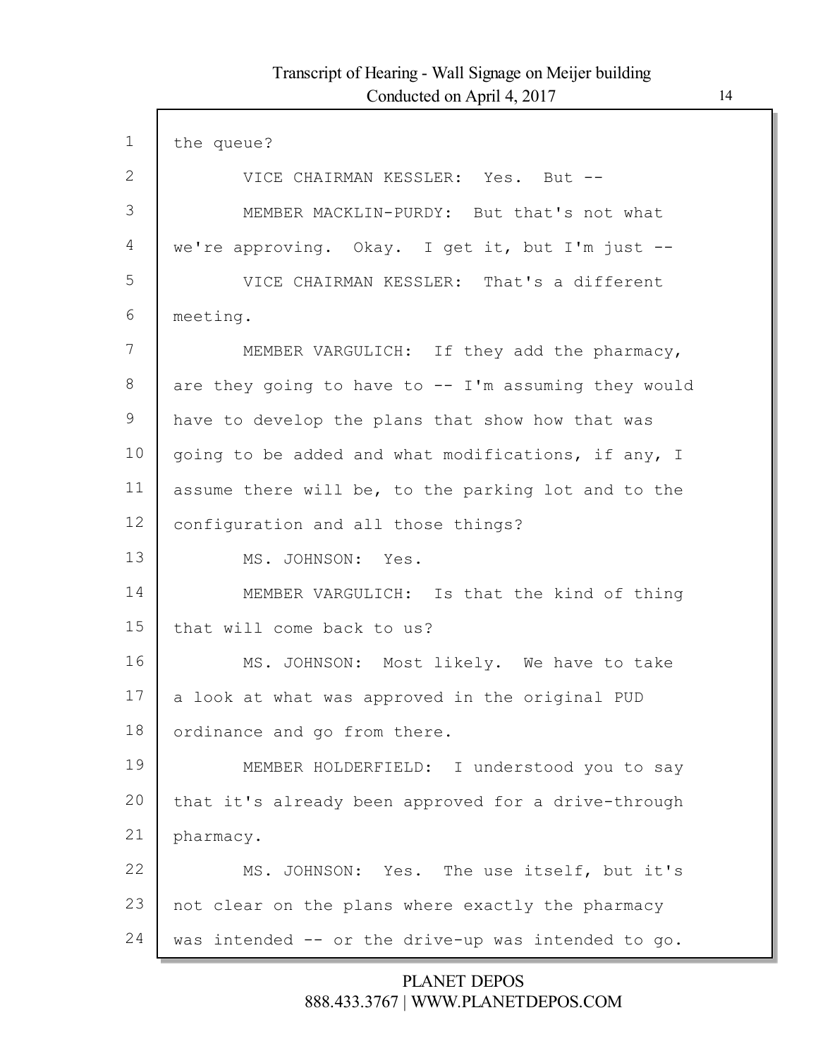the queue?

VICE CHAIRMAN KESSLER: Yes. But --

MEMBER MACKLIN-PURDY: But that's not what we're approving. Okay. I get it, but I'm just --

VICE CHAIRMAN KESSLER: That's a different meeting.

MEMBER VARGULICH: If they add the pharmacy, are they going to have to -- I'm assuming they would have to develop the plans that show how that was going to be added and what modifications, if any, I assume there will be, to the parking lot and to the configuration and all those things?

MS. JOHNSON: Yes.

MEMBER VARGULICH: Is that the kind of thing that will come back to us?

MS. JOHNSON: Most likely. We have to take a look at what was approved in the original PUD ordinance and go from there.

MEMBER HOLDERFIELD: I understood you to say that it's already been approved for a drive-through pharmacy.

MS. JOHNSON: Yes. The use itself, but it's not clear on the plans where exactly the pharmacy was intended -- or the drive-up was intended to go.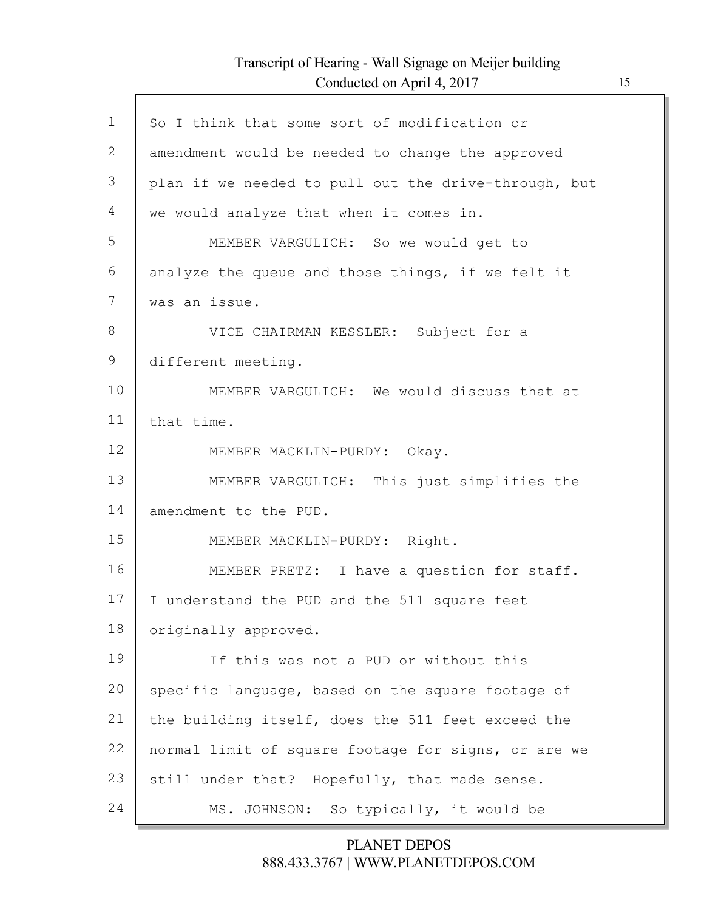So I think that some sort of modification or amendment would be needed to change the approved plan if we needed to pull out the drive-through, but we would analyze that when it comes in.

MEMBER VARGULICH: So we would get to analyze the queue and those things, if we felt it was an issue.

VICE CHAIRMAN KESSLER: Subject for a different meeting.

MEMBER VARGULICH: We would discuss that at that time.

MEMBER MACKLIN-PURDY: Okay.

MEMBER VARGULICH: This just simplifies the amendment to the PUD.

MEMBER MACKLIN-PURDY: Right.

MEMBER PRETZ: I have a question for staff. I understand the PUD and the 511 square feet originally approved.

If this was not a PUD or without this specific language, based on the square footage of the building itself, does the 511 feet exceed the normal limit of square footage for signs, or are we still under that? Hopefully, that made sense.

MS. JOHNSON: So typically, it would be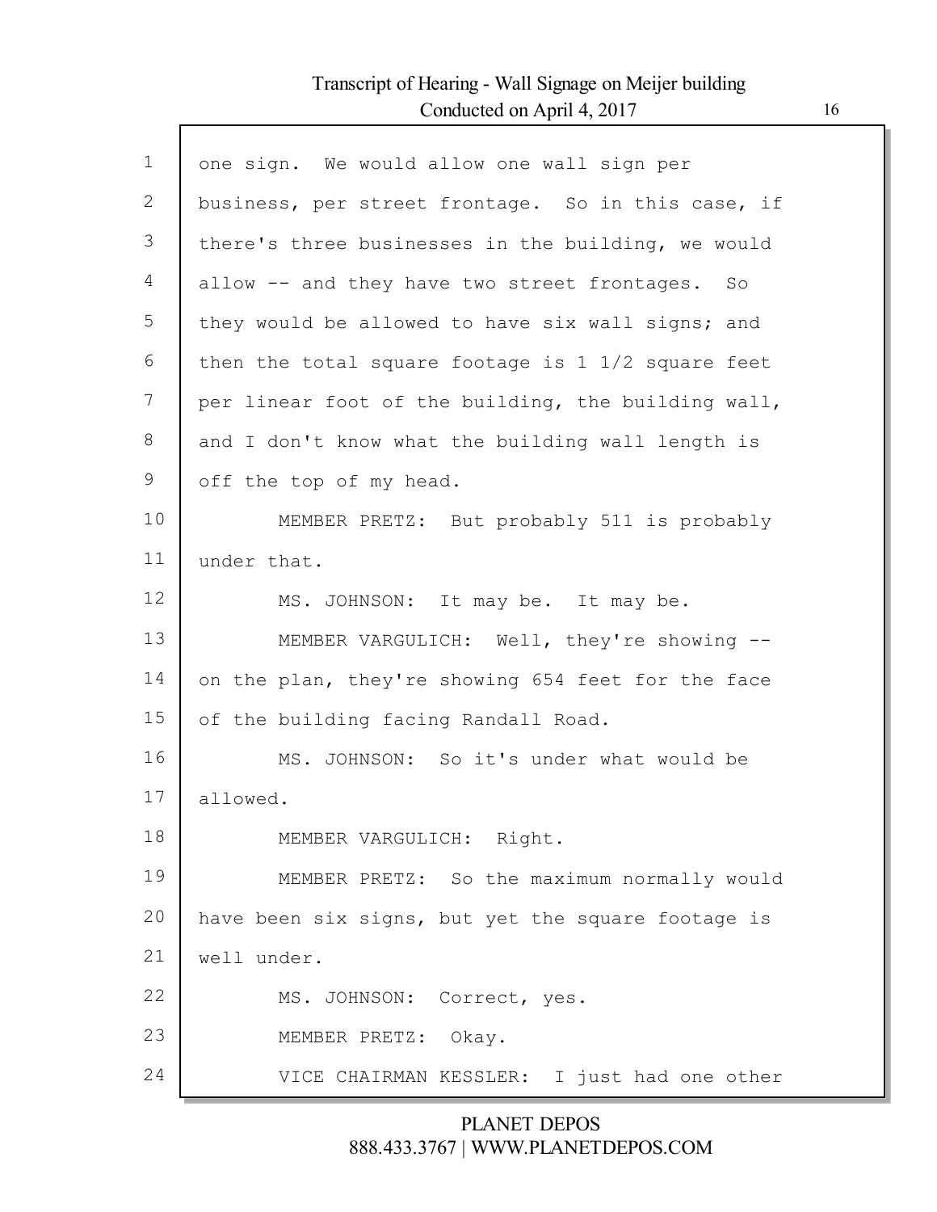one sign. We would allow one wall sign per business, per street frontage. So in this case, if there's three businesses in the building, we would allow -- and they have two street frontages. So they would be allowed to have six wall signs; and then the total square footage is 1 1/2 square feet per linear foot of the building, the building wall, and I don't know what the building wall length is off the top of my head.

MEMBER PRETZ: But probably 511 is probably under that.

MS. JOHNSON: It may be. It may be.

MEMBER VARGULICH: Well, they're showing -- on the plan, they're showing 654 feet for the face of the building facing Randall Road.

MS. JOHNSON: So it's under what would be allowed.

MEMBER VARGULICH: Right.

MEMBER PRETZ: So the maximum normally would have been six signs, but yet the square footage is well under.

MS. JOHNSON: Correct, yes.

MEMBER PRETZ: Okay.

VICE CHAIRMAN KESSLER: I just had one other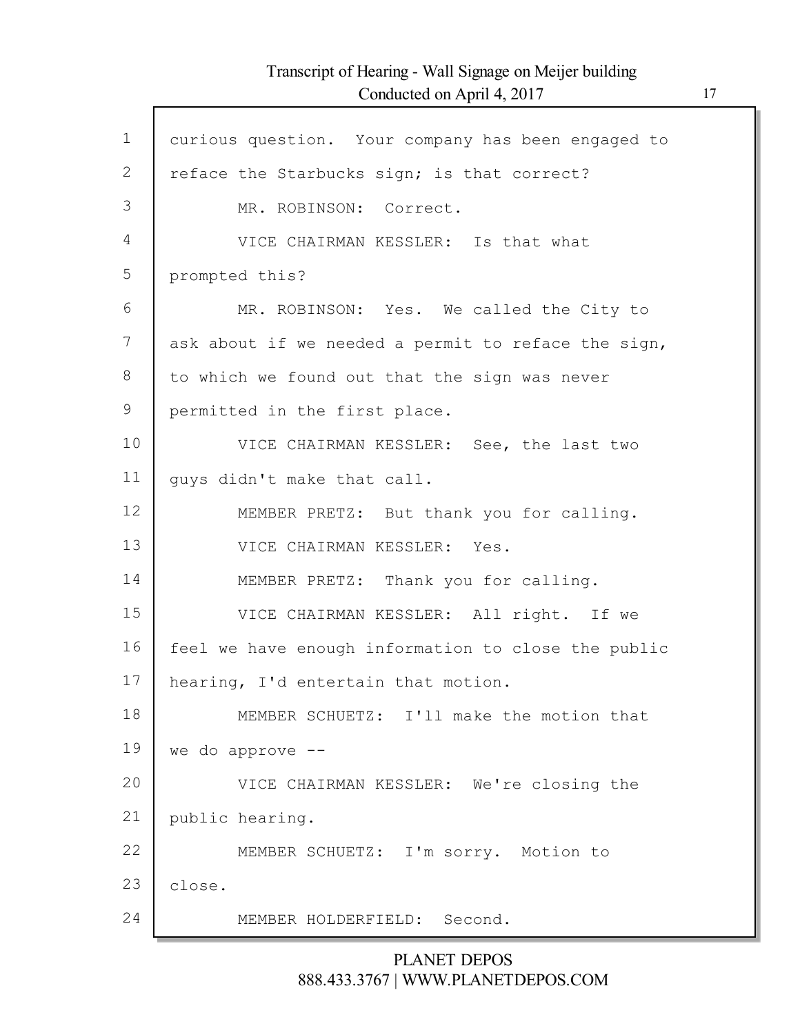curious question. Your company has been engaged to reface the Starbucks sign; is that correct?

MR. ROBINSON: Correct.

VICE CHAIRMAN KESSLER: Is that what prompted this?

MR. ROBINSON: Yes. We called the City to ask about if we needed a permit to reface the sign, to which we found out that the sign was never permitted in the first place.

VICE CHAIRMAN KESSLER: See, the last two guys didn't make that call.

MEMBER PRETZ: But thank you for calling.

VICE CHAIRMAN KESSLER: Yes.

MEMBER PRETZ: Thank you for calling.

VICE CHAIRMAN KESSLER: All right. If we feel we have enough information to close the public hearing, I'd entertain that motion.

MEMBER SCHUETZ: I'll make the motion that we do approve --

VICE CHAIRMAN KESSLER: We're closing the public hearing.

MEMBER SCHUETZ: I'm sorry. Motion to close.

MEMBER HOLDERFIELD: Second.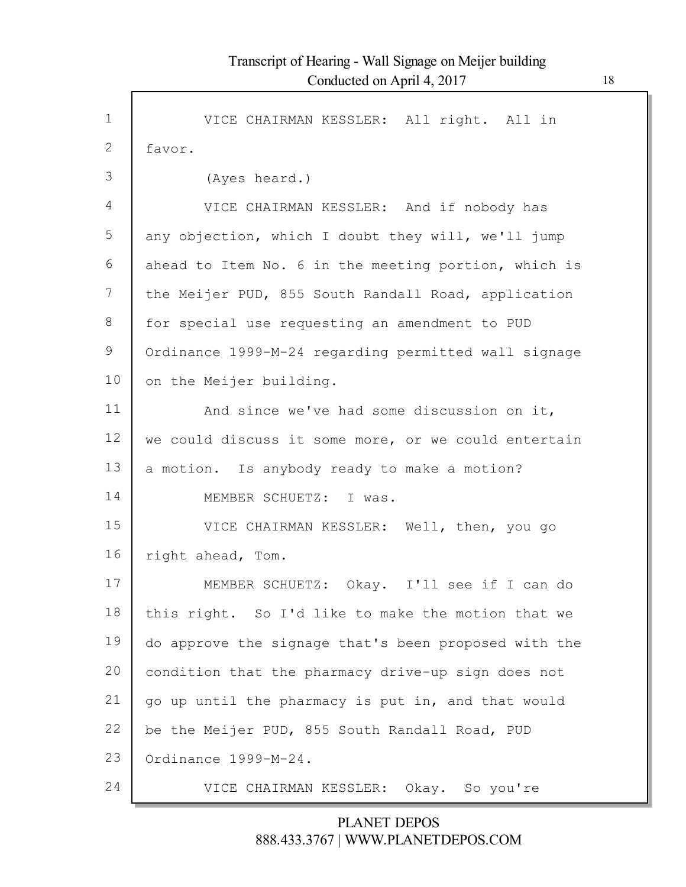VICE CHAIRMAN KESSLER: All right. All in favor.

(Ayes heard.)

VICE CHAIRMAN KESSLER: And if nobody has any objection, which I doubt they will, we'll jump ahead to Item No. 6 in the meeting portion, which is the Meijer PUD, 855 South Randall Road, application for special use requesting an amendment to PUD Ordinance 1999-M-24 regarding permitted wall signage on the Meijer building.

And since we've had some discussion on it, we could discuss it some more, or we could entertain a motion. Is anybody ready to make a motion?

MEMBER SCHUETZ: I was.

VICE CHAIRMAN KESSLER: Well, then, you go right ahead, Tom.

MEMBER SCHUETZ: Okay. I'll see if I can do this right. So I'd like to make the motion that we do approve the signage that's been proposed with the condition that the pharmacy drive-up sign does not go up until the pharmacy is put in, and that would be the Meijer PUD, 855 South Randall Road, PUD Ordinance 1999-M-24.

VICE CHAIRMAN KESSLER: Okay. So you're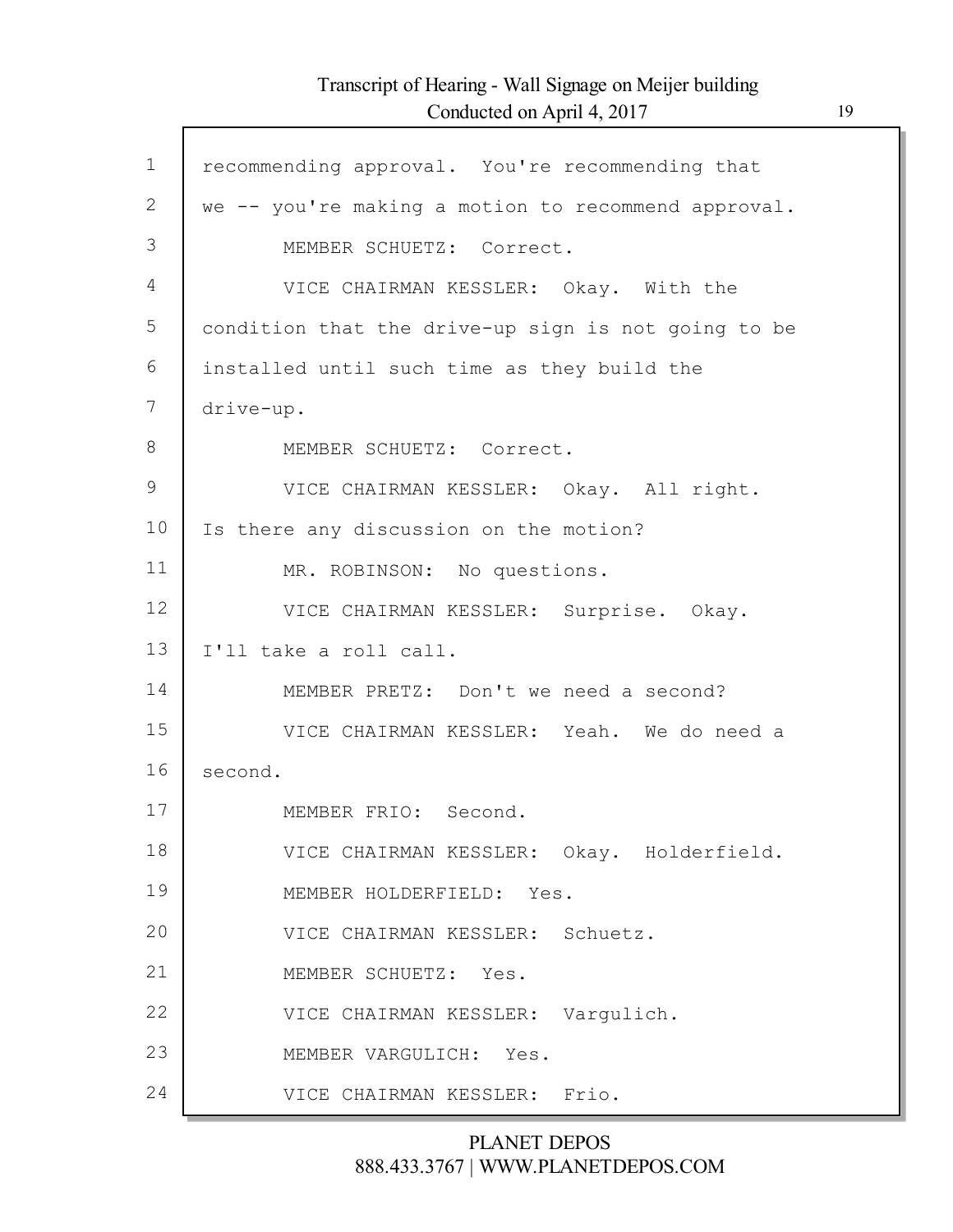1 recommending approval. You're recommending that
2 we -- you're making a motion to recommend approval.
3 MEMBER SCHUETZ: Correct.
4 VICE CHAIRMAN KESSLER: Okay. With the
5 condition that the drive-up sign is not going to be
6 installed until such time as they build the
7 drive-up.
8 MEMBER SCHUETZ: Correct.
9 VICE CHAIRMAN KESSLER: Okay. All right.
10 Is there any discussion on the motion?
11 MR. ROBINSON: No questions.
12 VICE CHAIRMAN KESSLER: Surprise. Okay.
13 I'll take a roll call.
14 MEMBER PRETZ: Don't we need a second?
15 VICE CHAIRMAN KESSLER: Yeah. We do need a
16 second.
17 MEMBER FRIO: Second.
18 VICE CHAIRMAN KESSLER: Okay. Holderfield.
19 MEMBER HOLDERFIELD: Yes.
20 VICE CHAIRMAN KESSLER: Schuetz.
21 MEMBER SCHUETZ: Yes.
22 VICE CHAIRMAN KESSLER: Vargulich.
23 MEMBER VARGULICH: Yes.
24 VICE CHAIRMAN KESSLER: Frio.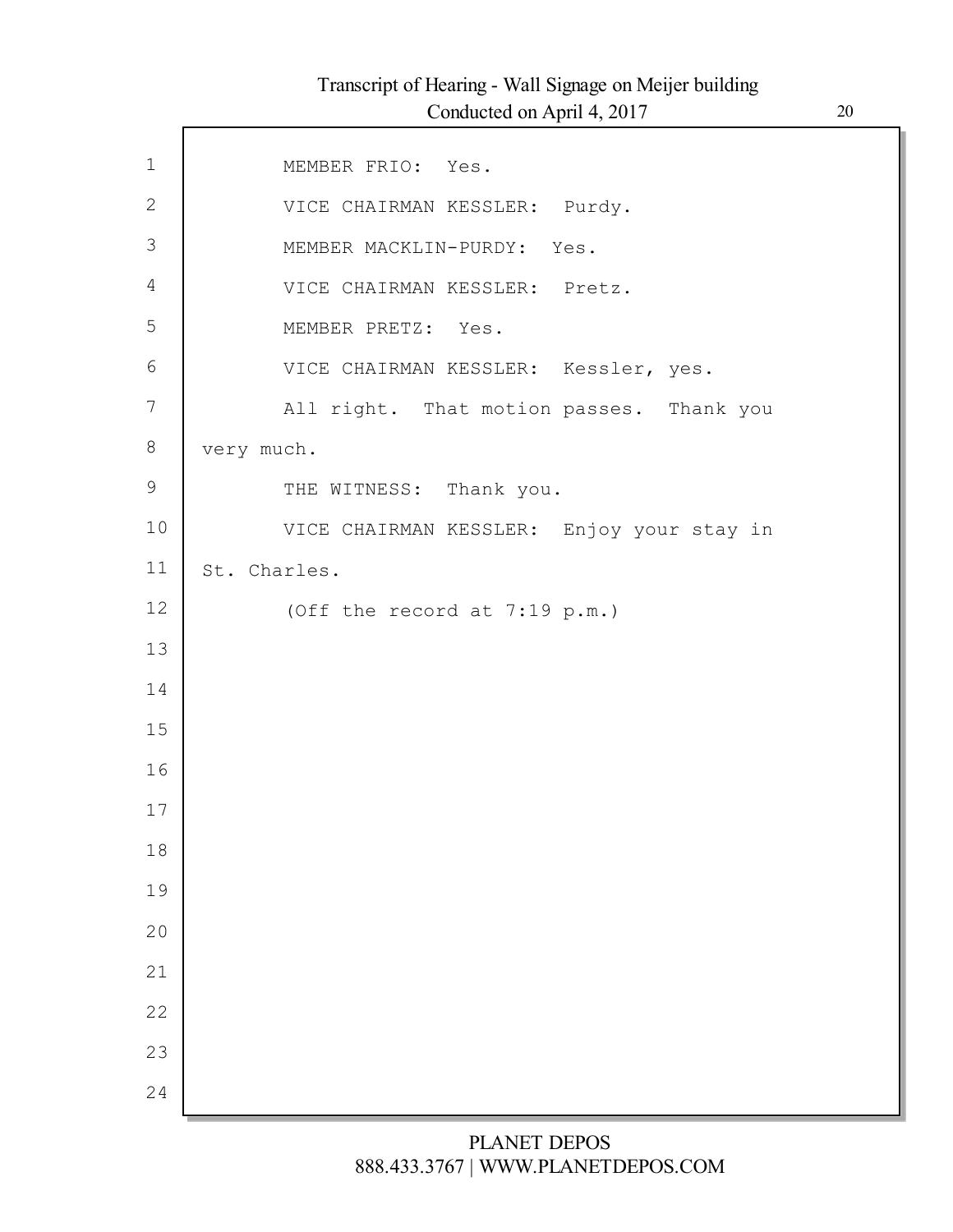MEMBER FRIO: Yes.

VICE CHAIRMAN KESSLER: Purdy.

MEMBER MACKLIN-PURDY: Yes.

VICE CHAIRMAN KESSLER: Pretz.

MEMBER PRETZ: Yes.

VICE CHAIRMAN KESSLER: Kessler, yes.

All right. That motion passes. Thank you very much.

THE WITNESS: Thank you.

VICE CHAIRMAN KESSLER: Enjoy your stay in St. Charles.

(Off the record at 7:19 p.m.)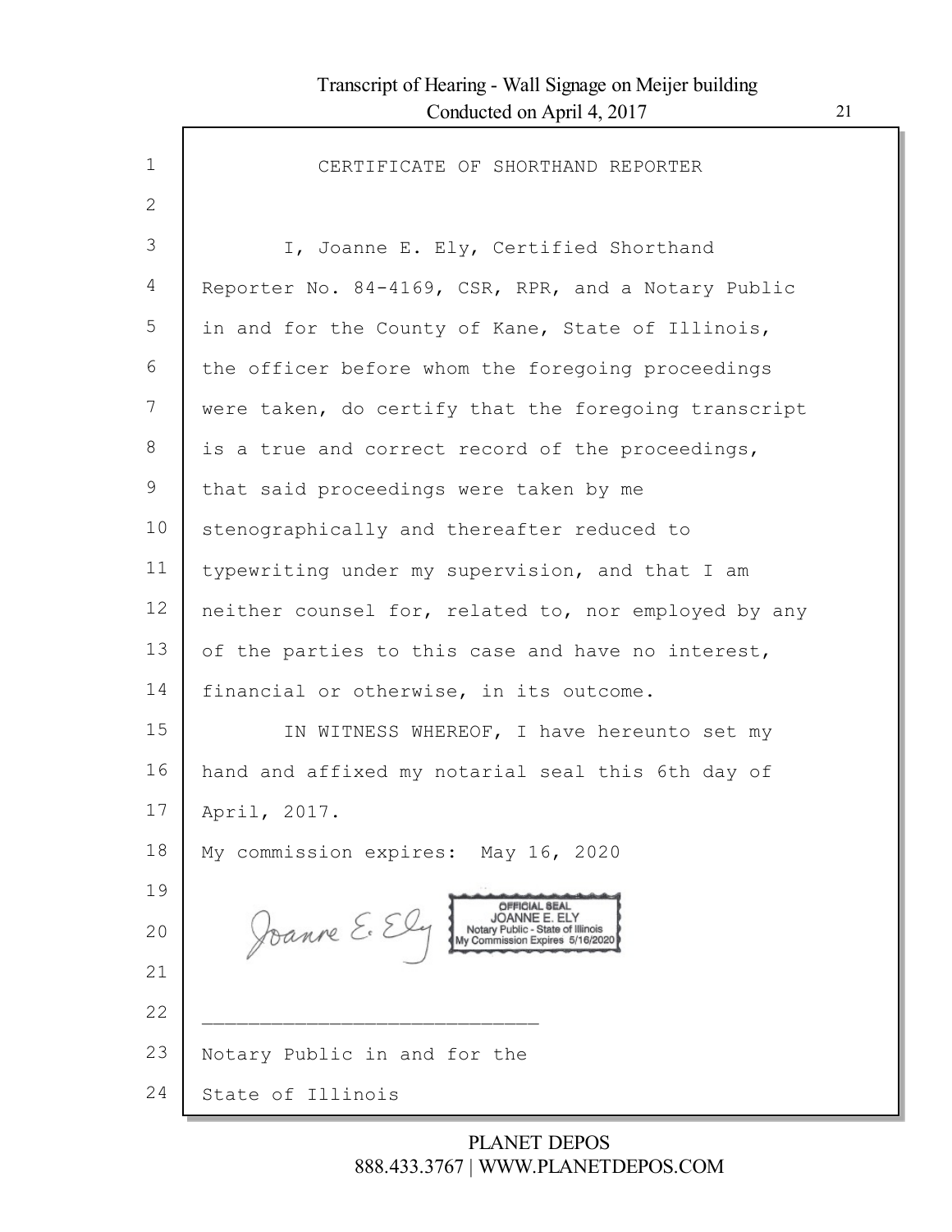# CERTIFICATE OF SHORTHAND REPORTER

I, Joanne E. Ely, Certified Shorthand Reporter No. 84-4169, CSR, RPR, and a Notary Public in and for the County of Kane, State of Illinois, the officer before whom the foregoing proceedings were taken, do certify that the foregoing transcript is a true and correct record of the proceedings, that said proceedings were taken by me stenographically and thereafter reduced to typewriting under my supervision, and that I am neither counsel for, related to, nor employed by any of the parties to this case and have no interest, financial or otherwise, in its outcome.

IN WITNESS WHEREOF, I have hereunto set my hand and affixed my notarial seal this 6th day of April, 2017.

My commission expires: May 16, 2020

Joanne E. Ely

OFFICIAL SEAL
JOANNE E. ELY
Notary Public - State of Illinois
My Commission Expires 5/16/2020

\_\_\_\_\_\_\_\_\_\_\_\_\_\_\_\_\_\_\_\_\_\_\_\_\_\_\_\_\_\_

Notary Public in and for the
State of Illinois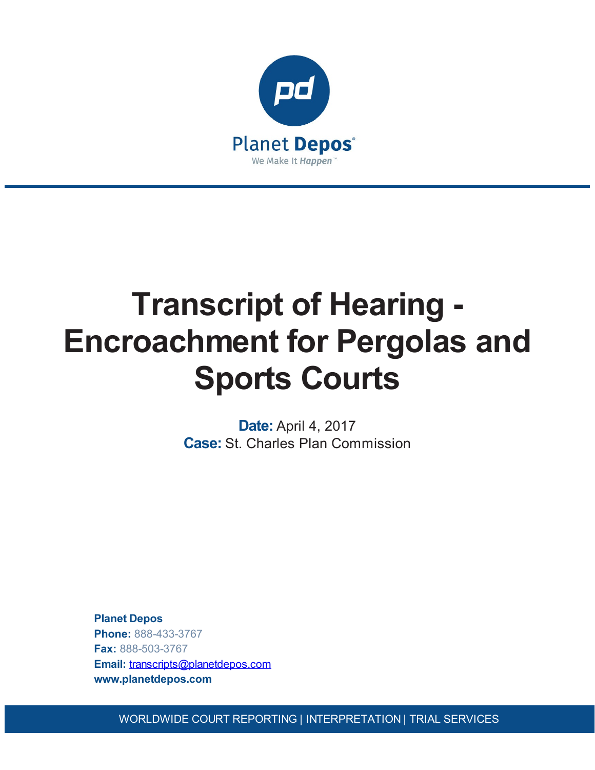# Transcript of Hearing - Encroachment for Pergolas and Sports Courts

**Date:** April 4, 2017

**Case:** St. Charles Plan Commission

**Planet Depos**
**Phone:** 888-433-3767
**Fax:** 888-503-3767
**Email:** transcripts@planetdepos.com
**www.planetdepos.com**

WORLDWIDE COURT REPORTING | INTERPRETATION | TRIAL SERVICES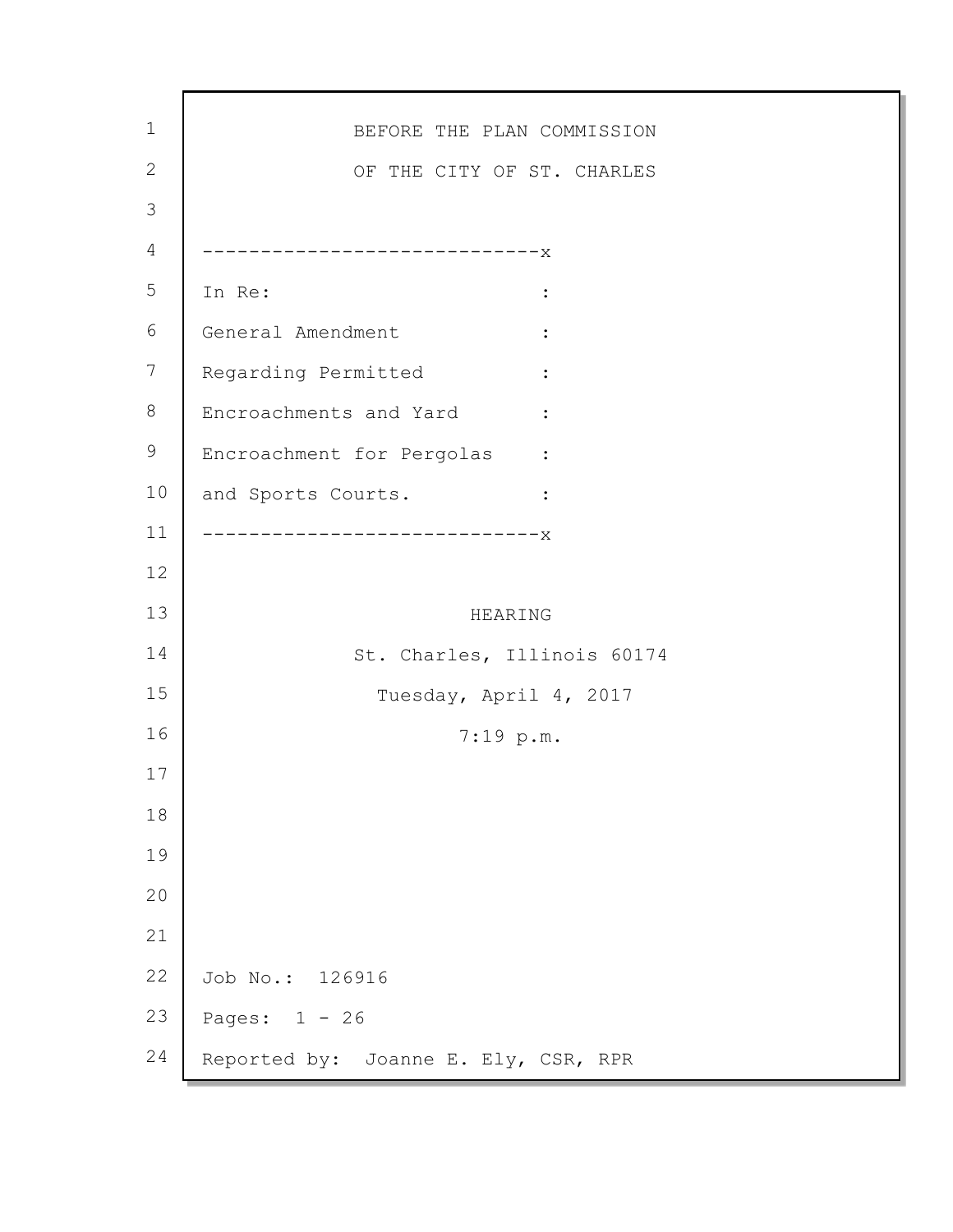BEFORE THE PLAN COMMISSION

OF THE CITY OF ST. CHARLES

```
------------------------------x
In Re:                        :
General Amendment             :
Regarding Permitted           :
Encroachments and Yard        :
Encroachment for Pergolas     :
and Sports Courts.            :
------------------------------x
```

HEARING

St. Charles, Illinois 60174

Tuesday, April 4, 2017

7:19 p.m.

Job No.: 126916

Pages: 1 - 26

Reported by: Joanne E. Ely, CSR, RPR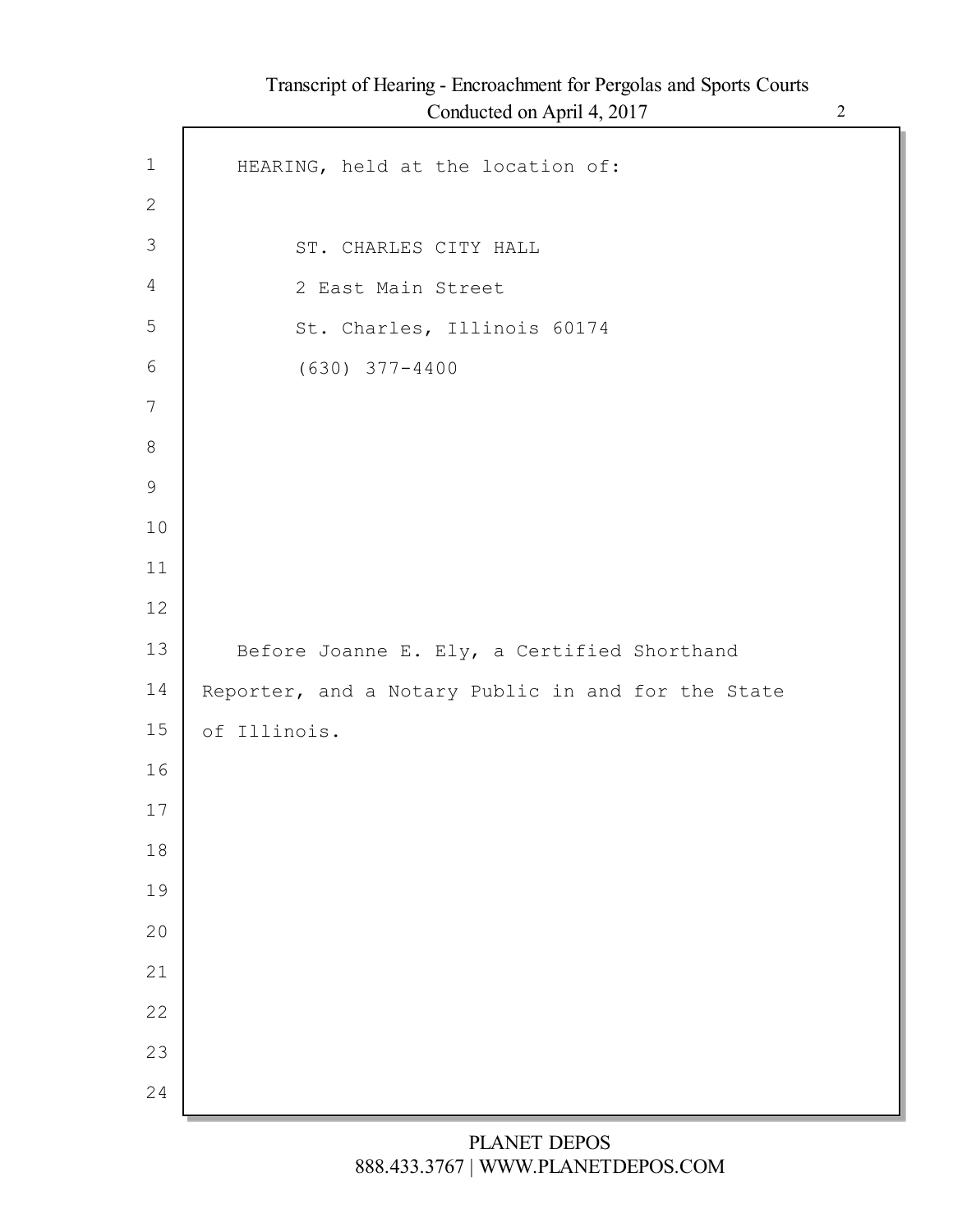HEARING, held at the location of:

ST. CHARLES CITY HALL
2 East Main Street
St. Charles, Illinois 60174
(630) 377-4400

Before Joanne E. Ely, a Certified Shorthand Reporter, and a Notary Public in and for the State of Illinois.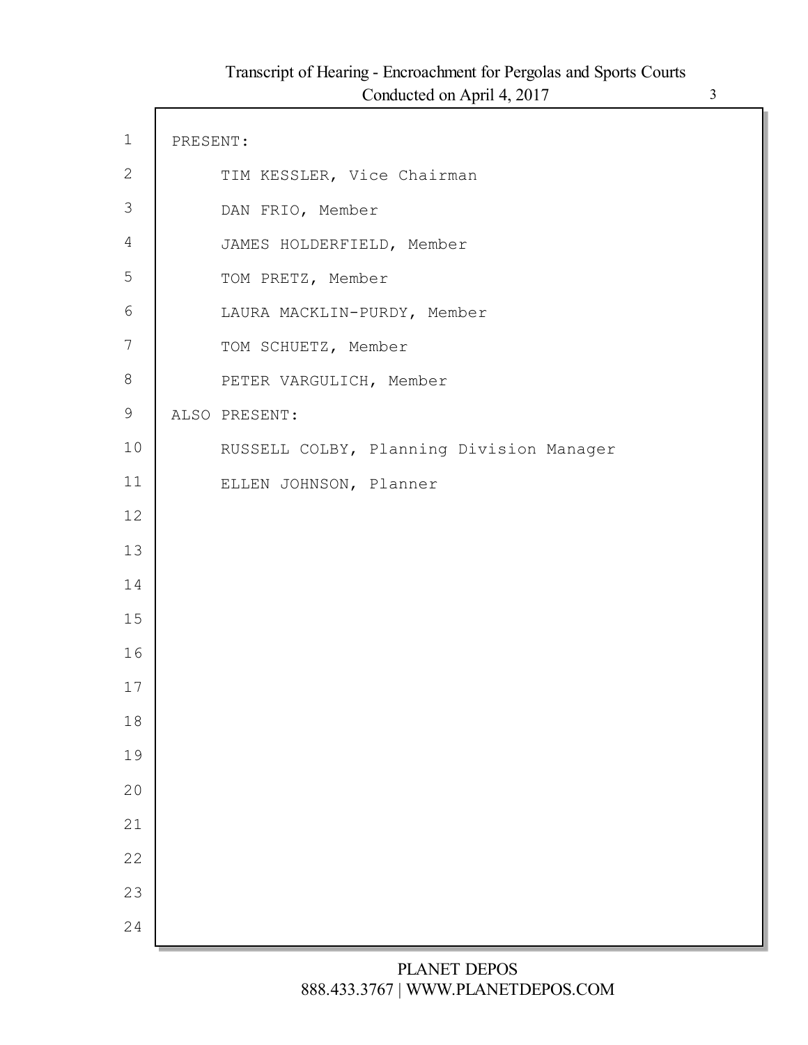PRESENT:

TIM KESSLER, Vice Chairman

DAN FRIO, Member

JAMES HOLDERFIELD, Member

TOM PRETZ, Member

LAURA MACKLIN-PURDY, Member

TOM SCHUETZ, Member

PETER VARGULICH, Member

ALSO PRESENT:

RUSSELL COLBY, Planning Division Manager

ELLEN JOHNSON, Planner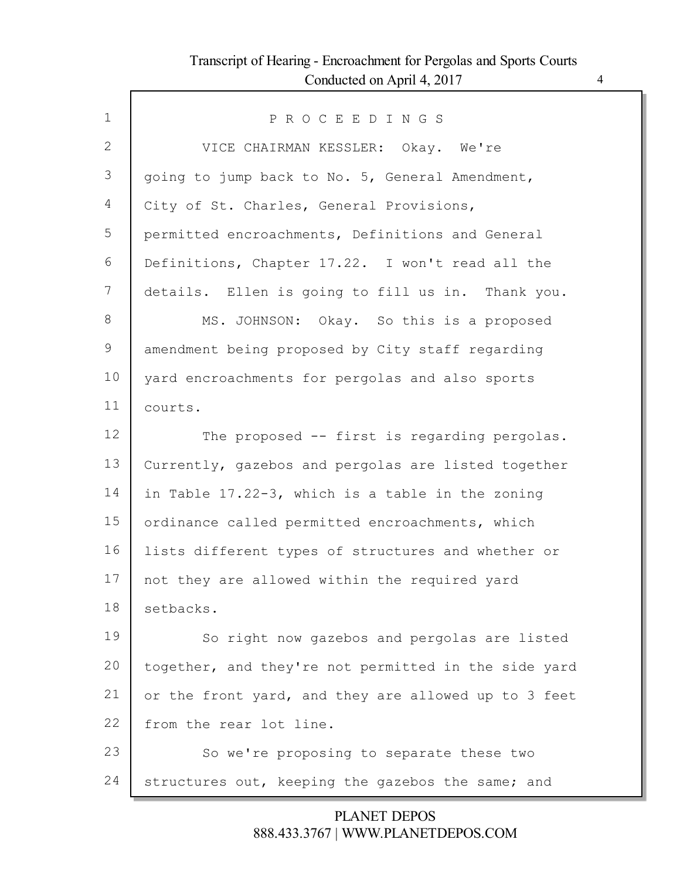P R O C E E D I N G S

VICE CHAIRMAN KESSLER: Okay. We're going to jump back to No. 5, General Amendment, City of St. Charles, General Provisions, permitted encroachments, Definitions and General Definitions, Chapter 17.22. I won't read all the details. Ellen is going to fill us in. Thank you.

MS. JOHNSON: Okay. So this is a proposed amendment being proposed by City staff regarding yard encroachments for pergolas and also sports courts.

The proposed -- first is regarding pergolas. Currently, gazebos and pergolas are listed together in Table 17.22-3, which is a table in the zoning ordinance called permitted encroachments, which lists different types of structures and whether or not they are allowed within the required yard setbacks.

So right now gazebos and pergolas are listed together, and they're not permitted in the side yard or the front yard, and they are allowed up to 3 feet from the rear lot line.

So we're proposing to separate these two structures out, keeping the gazebos the same; and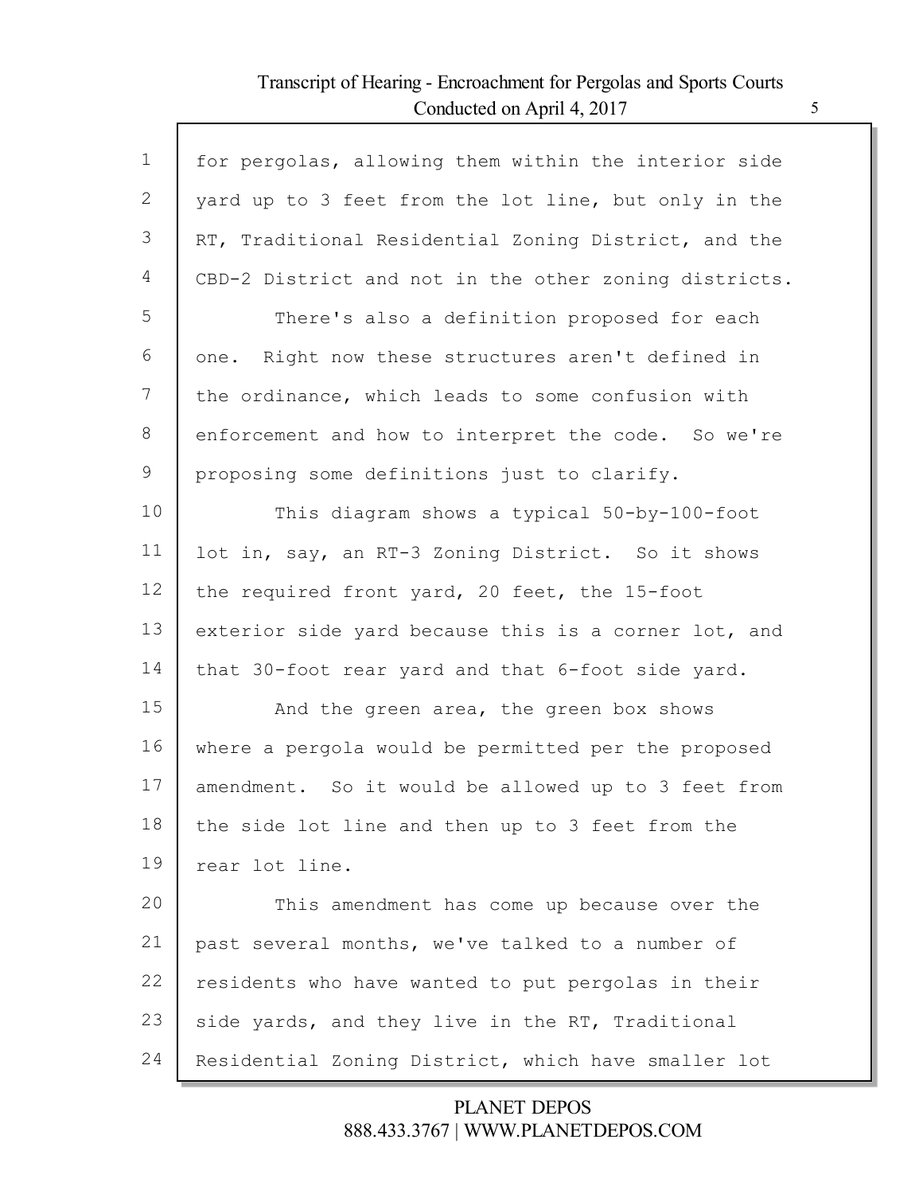for pergolas, allowing them within the interior side yard up to 3 feet from the lot line, but only in the RT, Traditional Residential Zoning District, and the CBD-2 District and not in the other zoning districts.

There's also a definition proposed for each one. Right now these structures aren't defined in the ordinance, which leads to some confusion with enforcement and how to interpret the code. So we're proposing some definitions just to clarify.

This diagram shows a typical 50-by-100-foot lot in, say, an RT-3 Zoning District. So it shows the required front yard, 20 feet, the 15-foot exterior side yard because this is a corner lot, and that 30-foot rear yard and that 6-foot side yard.

And the green area, the green box shows where a pergola would be permitted per the proposed amendment. So it would be allowed up to 3 feet from the side lot line and then up to 3 feet from the rear lot line.

This amendment has come up because over the past several months, we've talked to a number of residents who have wanted to put pergolas in their side yards, and they live in the RT, Traditional Residential Zoning District, which have smaller lot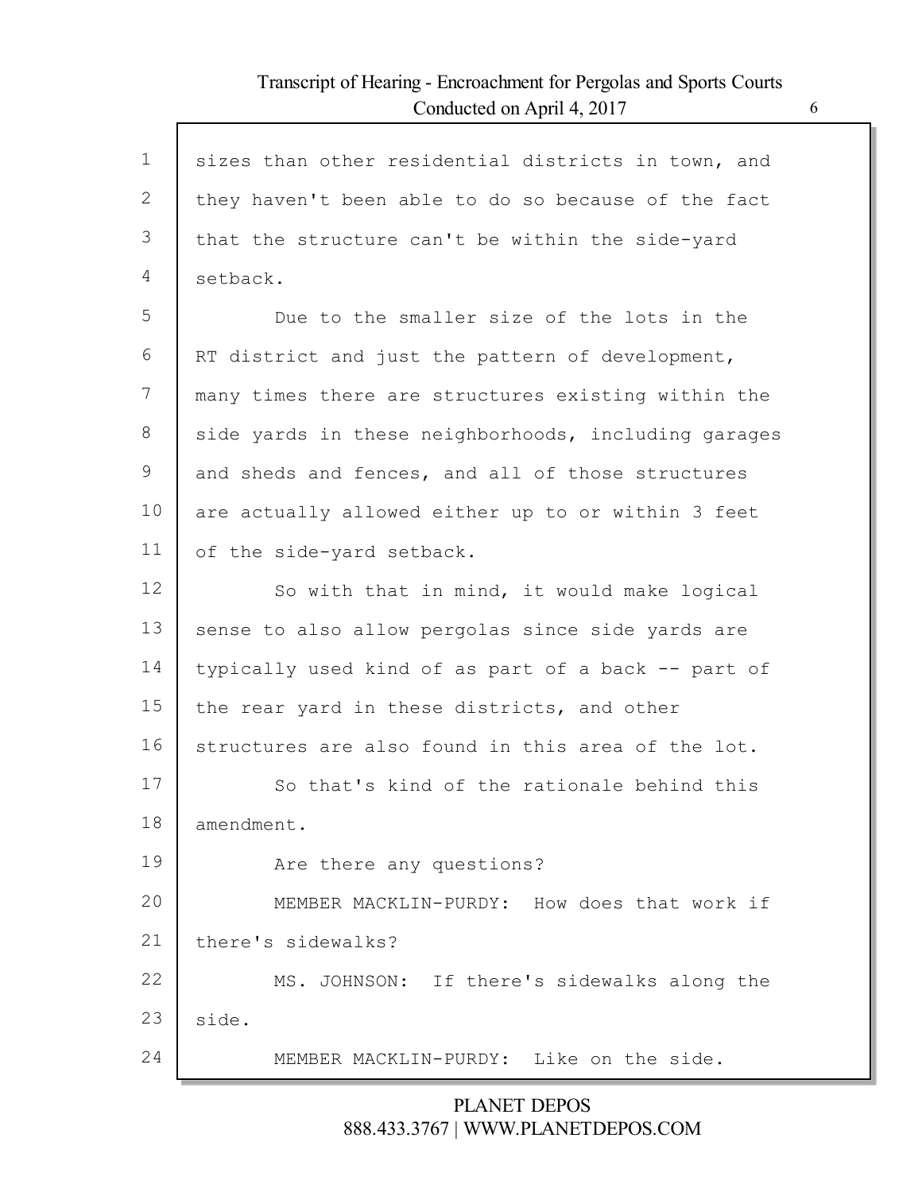sizes than other residential districts in town, and they haven't been able to do so because of the fact that the structure can't be within the side-yard setback.

Due to the smaller size of the lots in the RT district and just the pattern of development, many times there are structures existing within the side yards in these neighborhoods, including garages and sheds and fences, and all of those structures are actually allowed either up to or within 3 feet of the side-yard setback.

So with that in mind, it would make logical sense to also allow pergolas since side yards are typically used kind of as part of a back -- part of the rear yard in these districts, and other structures are also found in this area of the lot.

So that's kind of the rationale behind this amendment.

Are there any questions?

MEMBER MACKLIN-PURDY: How does that work if there's sidewalks?

MS. JOHNSON: If there's sidewalks along the side.

MEMBER MACKLIN-PURDY: Like on the side.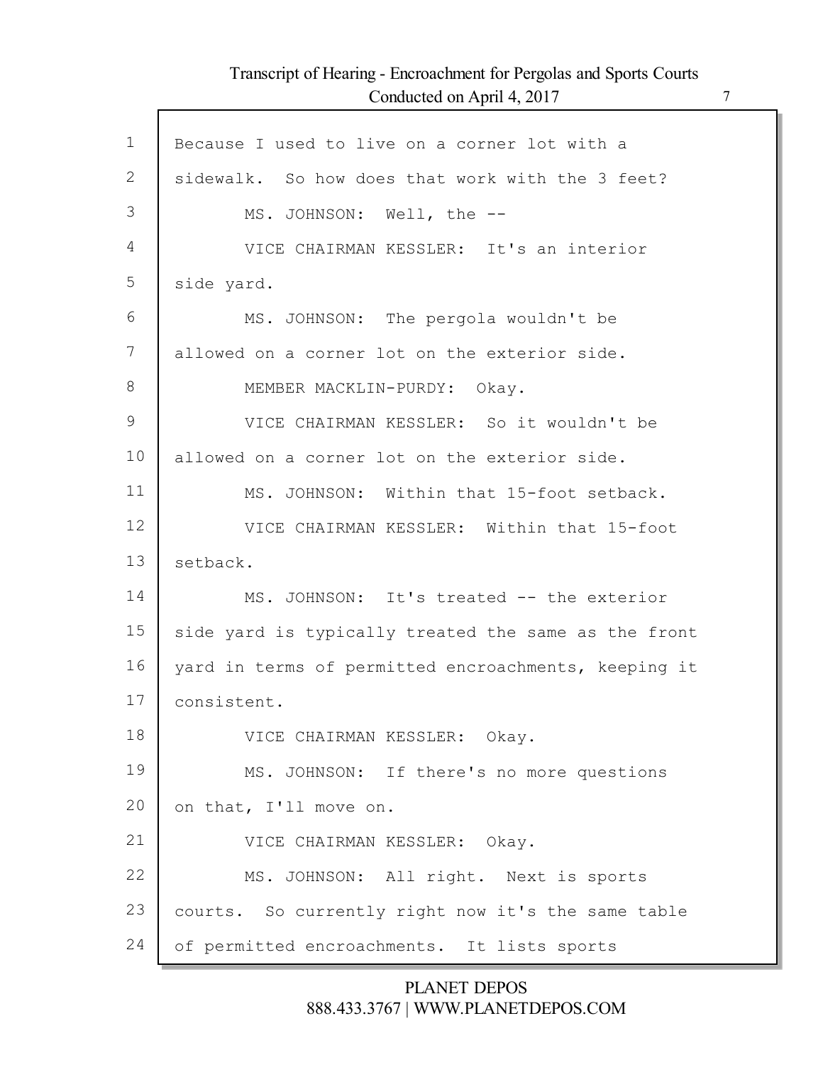Because I used to live on a corner lot with a sidewalk. So how does that work with the 3 feet?

MS. JOHNSON: Well, the --

VICE CHAIRMAN KESSLER: It's an interior side yard.

MS. JOHNSON: The pergola wouldn't be allowed on a corner lot on the exterior side.

MEMBER MACKLIN-PURDY: Okay.

VICE CHAIRMAN KESSLER: So it wouldn't be allowed on a corner lot on the exterior side.

MS. JOHNSON: Within that 15-foot setback.

VICE CHAIRMAN KESSLER: Within that 15-foot setback.

MS. JOHNSON: It's treated -- the exterior side yard is typically treated the same as the front yard in terms of permitted encroachments, keeping it consistent.

VICE CHAIRMAN KESSLER: Okay.

MS. JOHNSON: If there's no more questions on that, I'll move on.

VICE CHAIRMAN KESSLER: Okay.

MS. JOHNSON: All right. Next is sports courts. So currently right now it's the same table of permitted encroachments. It lists sports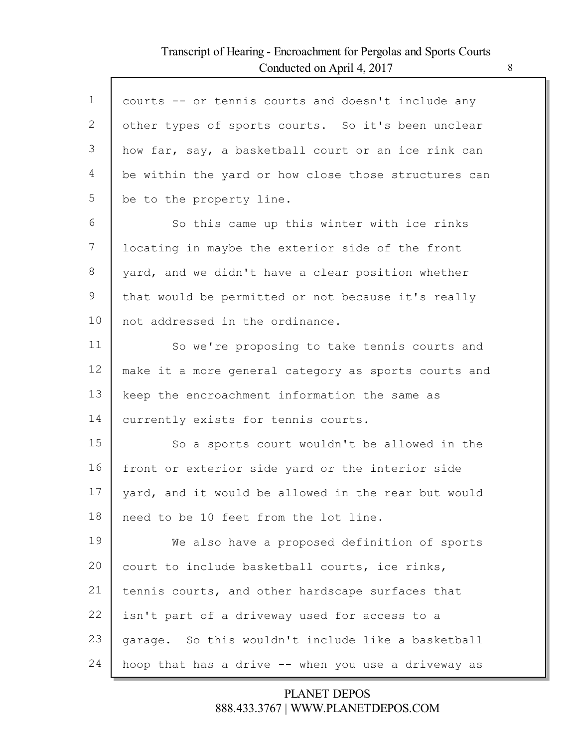courts -- or tennis courts and doesn't include any other types of sports courts. So it's been unclear how far, say, a basketball court or an ice rink can be within the yard or how close those structures can be to the property line.

So this came up this winter with ice rinks locating in maybe the exterior side of the front yard, and we didn't have a clear position whether that would be permitted or not because it's really not addressed in the ordinance.

So we're proposing to take tennis courts and make it a more general category as sports courts and keep the encroachment information the same as currently exists for tennis courts.

So a sports court wouldn't be allowed in the front or exterior side yard or the interior side yard, and it would be allowed in the rear but would need to be 10 feet from the lot line.

We also have a proposed definition of sports court to include basketball courts, ice rinks, tennis courts, and other hardscape surfaces that isn't part of a driveway used for access to a garage. So this wouldn't include like a basketball hoop that has a drive -- when you use a driveway as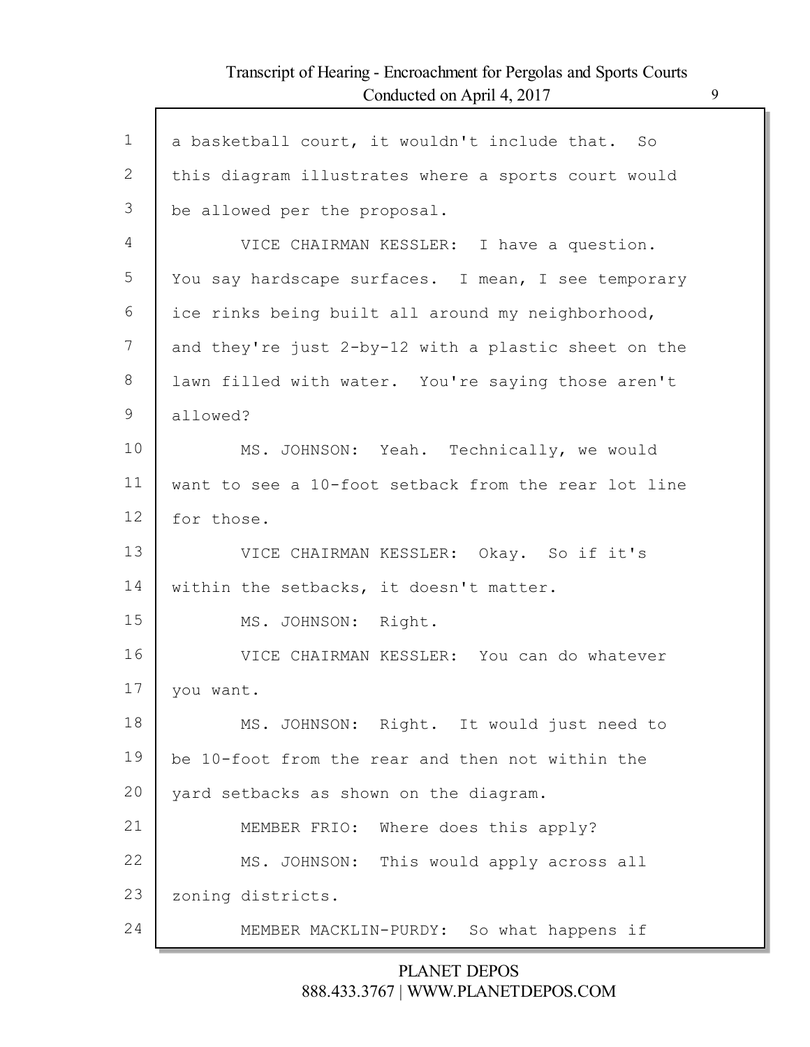a basketball court, it wouldn't include that. So this diagram illustrates where a sports court would be allowed per the proposal.

VICE CHAIRMAN KESSLER: I have a question. You say hardscape surfaces. I mean, I see temporary ice rinks being built all around my neighborhood, and they're just 2-by-12 with a plastic sheet on the lawn filled with water. You're saying those aren't allowed?

MS. JOHNSON: Yeah. Technically, we would want to see a 10-foot setback from the rear lot line for those.

VICE CHAIRMAN KESSLER: Okay. So if it's within the setbacks, it doesn't matter.

MS. JOHNSON: Right.

VICE CHAIRMAN KESSLER: You can do whatever you want.

MS. JOHNSON: Right. It would just need to be 10-foot from the rear and then not within the yard setbacks as shown on the diagram.

MEMBER FRIO: Where does this apply?

MS. JOHNSON: This would apply across all zoning districts.

MEMBER MACKLIN-PURDY: So what happens if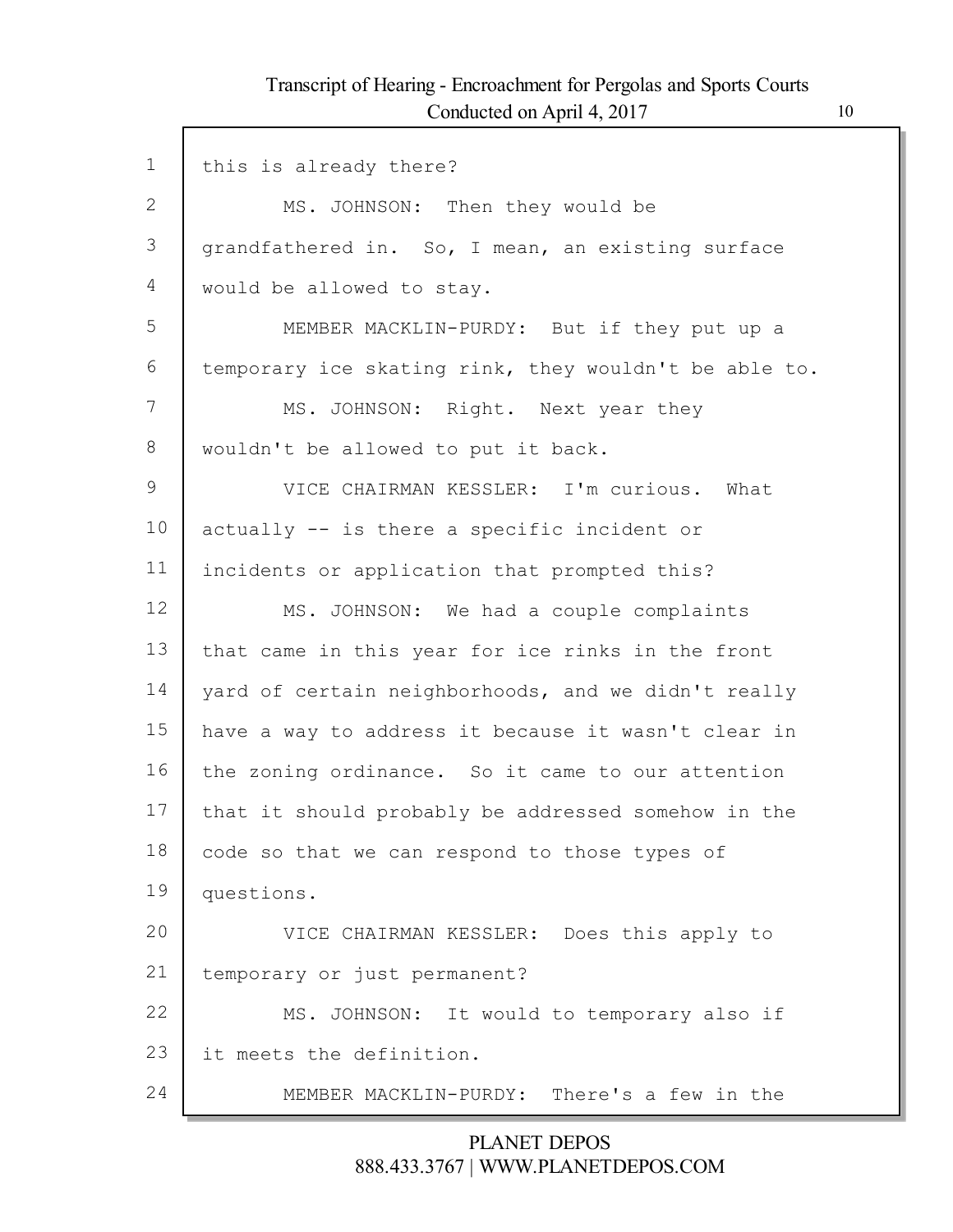this is already there?

MS. JOHNSON: Then they would be grandfathered in. So, I mean, an existing surface would be allowed to stay.

MEMBER MACKLIN-PURDY: But if they put up a temporary ice skating rink, they wouldn't be able to.

MS. JOHNSON: Right. Next year they wouldn't be allowed to put it back.

VICE CHAIRMAN KESSLER: I'm curious. What actually -- is there a specific incident or incidents or application that prompted this?

MS. JOHNSON: We had a couple complaints that came in this year for ice rinks in the front yard of certain neighborhoods, and we didn't really have a way to address it because it wasn't clear in the zoning ordinance. So it came to our attention that it should probably be addressed somehow in the code so that we can respond to those types of questions.

VICE CHAIRMAN KESSLER: Does this apply to temporary or just permanent?

MS. JOHNSON: It would to temporary also if it meets the definition.

MEMBER MACKLIN-PURDY: There's a few in the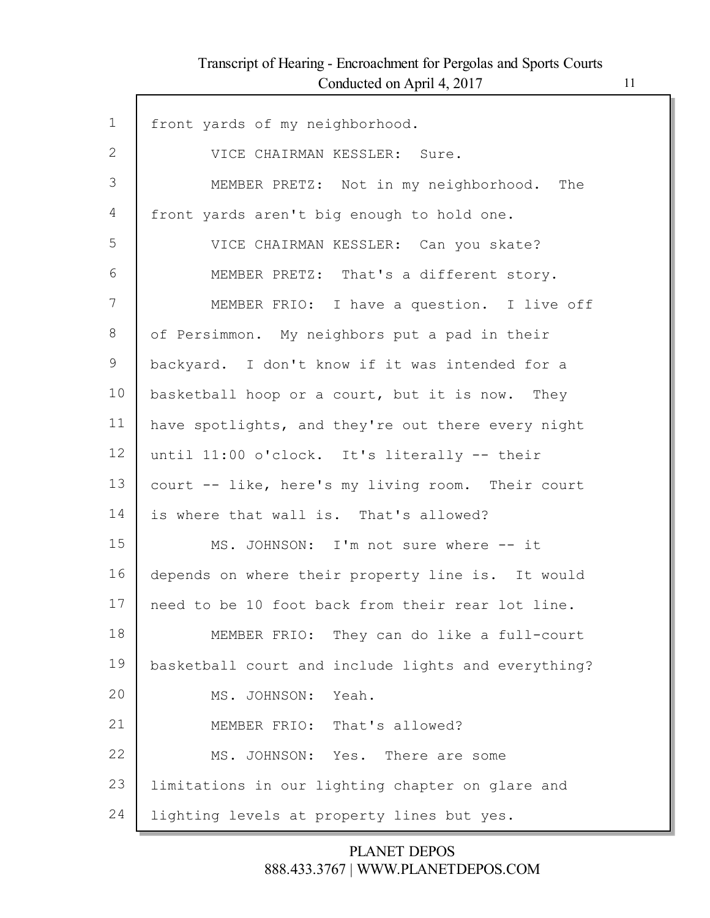front yards of my neighborhood.

VICE CHAIRMAN KESSLER: Sure.

MEMBER PRETZ: Not in my neighborhood. The front yards aren't big enough to hold one.

VICE CHAIRMAN KESSLER: Can you skate?

MEMBER PRETZ: That's a different story.

MEMBER FRIO: I have a question. I live off of Persimmon. My neighbors put a pad in their backyard. I don't know if it was intended for a basketball hoop or a court, but it is now. They have spotlights, and they're out there every night until 11:00 o'clock. It's literally -- their court -- like, here's my living room. Their court is where that wall is. That's allowed?

MS. JOHNSON: I'm not sure where -- it depends on where their property line is. It would need to be 10 foot back from their rear lot line.

MEMBER FRIO: They can do like a full-court basketball court and include lights and everything?

MS. JOHNSON: Yeah.

MEMBER FRIO: That's allowed?

MS. JOHNSON: Yes. There are some limitations in our lighting chapter on glare and lighting levels at property lines but yes.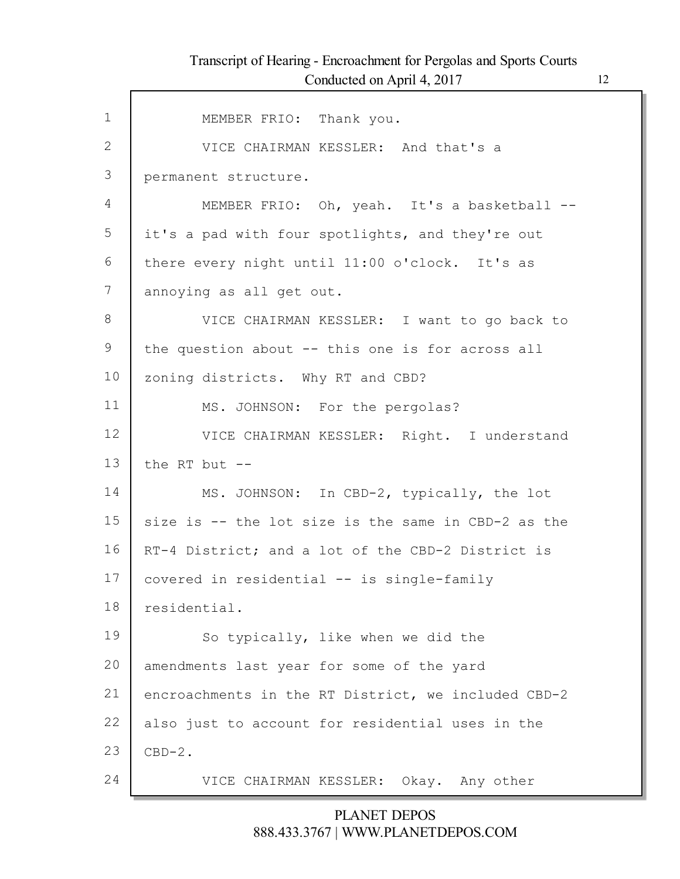MEMBER FRIO: Thank you.

VICE CHAIRMAN KESSLER: And that's a permanent structure.

MEMBER FRIO: Oh, yeah. It's a basketball -- it's a pad with four spotlights, and they're out there every night until 11:00 o'clock. It's as annoying as all get out.

VICE CHAIRMAN KESSLER: I want to go back to the question about -- this one is for across all zoning districts. Why RT and CBD?

MS. JOHNSON: For the pergolas?

VICE CHAIRMAN KESSLER: Right. I understand the RT but --

MS. JOHNSON: In CBD-2, typically, the lot size is -- the lot size is the same in CBD-2 as the RT-4 District; and a lot of the CBD-2 District is covered in residential -- is single-family residential.

So typically, like when we did the amendments last year for some of the yard encroachments in the RT District, we included CBD-2 also just to account for residential uses in the CBD-2.

VICE CHAIRMAN KESSLER: Okay. Any other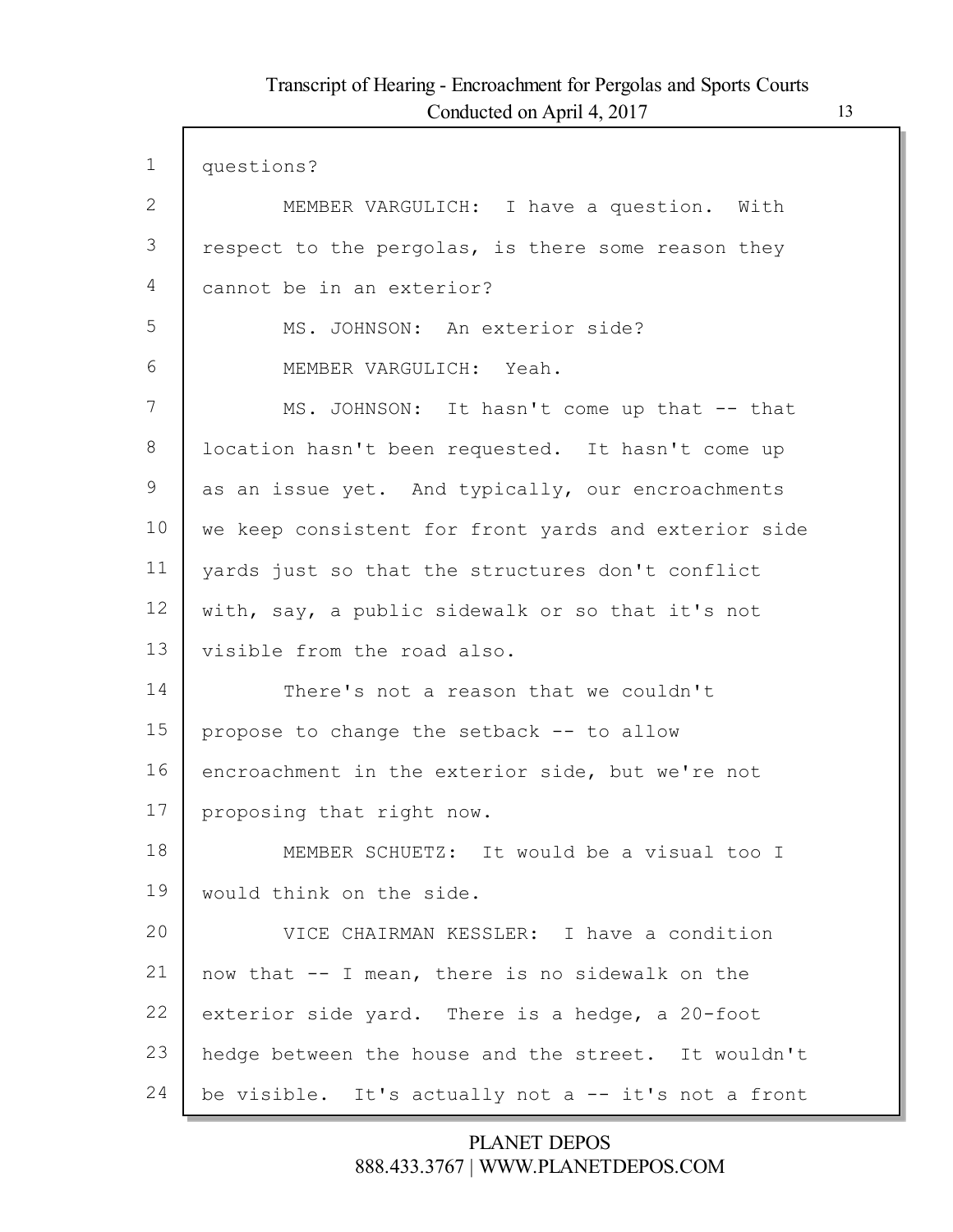questions?

MEMBER VARGULICH: I have a question. With respect to the pergolas, is there some reason they cannot be in an exterior?

MS. JOHNSON: An exterior side?

MEMBER VARGULICH: Yeah.

MS. JOHNSON: It hasn't come up that -- that location hasn't been requested. It hasn't come up as an issue yet. And typically, our encroachments we keep consistent for front yards and exterior side yards just so that the structures don't conflict with, say, a public sidewalk or so that it's not visible from the road also.

There's not a reason that we couldn't propose to change the setback -- to allow encroachment in the exterior side, but we're not proposing that right now.

MEMBER SCHUETZ: It would be a visual too I would think on the side.

VICE CHAIRMAN KESSLER: I have a condition now that -- I mean, there is no sidewalk on the exterior side yard. There is a hedge, a 20-foot hedge between the house and the street. It wouldn't be visible. It's actually not a -- it's not a front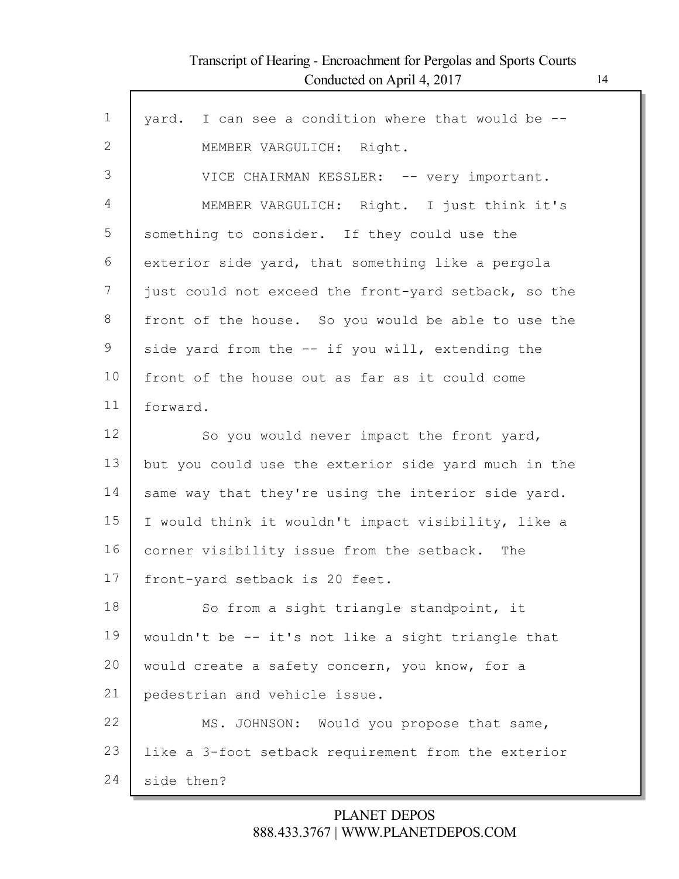yard. I can see a condition where that would be --

MEMBER VARGULICH: Right.

VICE CHAIRMAN KESSLER: -- very important.

MEMBER VARGULICH: Right. I just think it's something to consider. If they could use the exterior side yard, that something like a pergola just could not exceed the front-yard setback, so the front of the house. So you would be able to use the side yard from the -- if you will, extending the front of the house out as far as it could come forward.

So you would never impact the front yard, but you could use the exterior side yard much in the same way that they're using the interior side yard. I would think it wouldn't impact visibility, like a corner visibility issue from the setback. The front-yard setback is 20 feet.

So from a sight triangle standpoint, it wouldn't be -- it's not like a sight triangle that would create a safety concern, you know, for a pedestrian and vehicle issue.

MS. JOHNSON: Would you propose that same, like a 3-foot setback requirement from the exterior side then?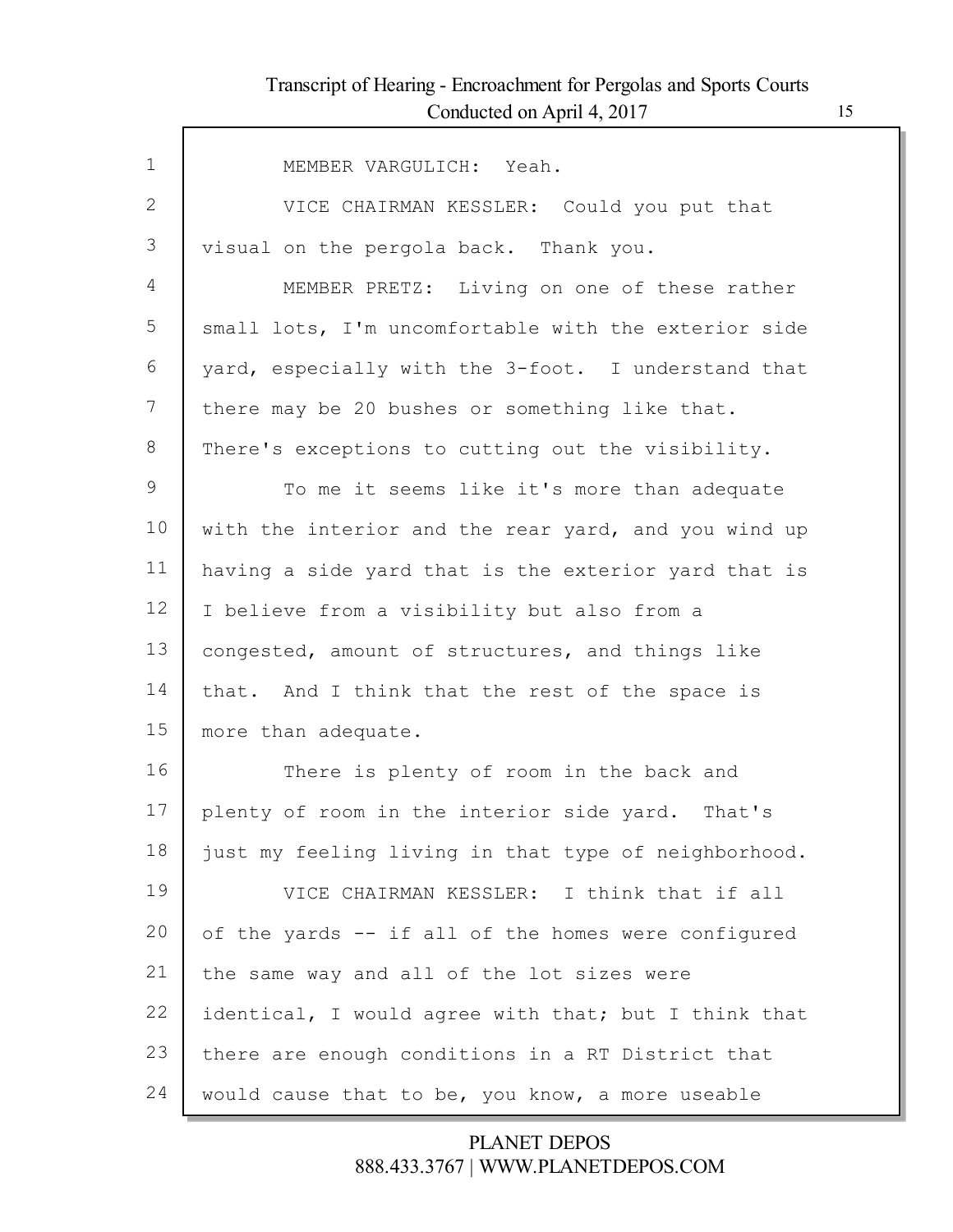MEMBER VARGULICH: Yeah.

VICE CHAIRMAN KESSLER: Could you put that visual on the pergola back. Thank you.

MEMBER PRETZ: Living on one of these rather small lots, I'm uncomfortable with the exterior side yard, especially with the 3-foot. I understand that there may be 20 bushes or something like that. There's exceptions to cutting out the visibility.

To me it seems like it's more than adequate with the interior and the rear yard, and you wind up having a side yard that is the exterior yard that is I believe from a visibility but also from a congested, amount of structures, and things like that. And I think that the rest of the space is more than adequate.

There is plenty of room in the back and plenty of room in the interior side yard. That's just my feeling living in that type of neighborhood.

VICE CHAIRMAN KESSLER: I think that if all of the yards -- if all of the homes were configured the same way and all of the lot sizes were identical, I would agree with that; but I think that there are enough conditions in a RT District that would cause that to be, you know, a more useable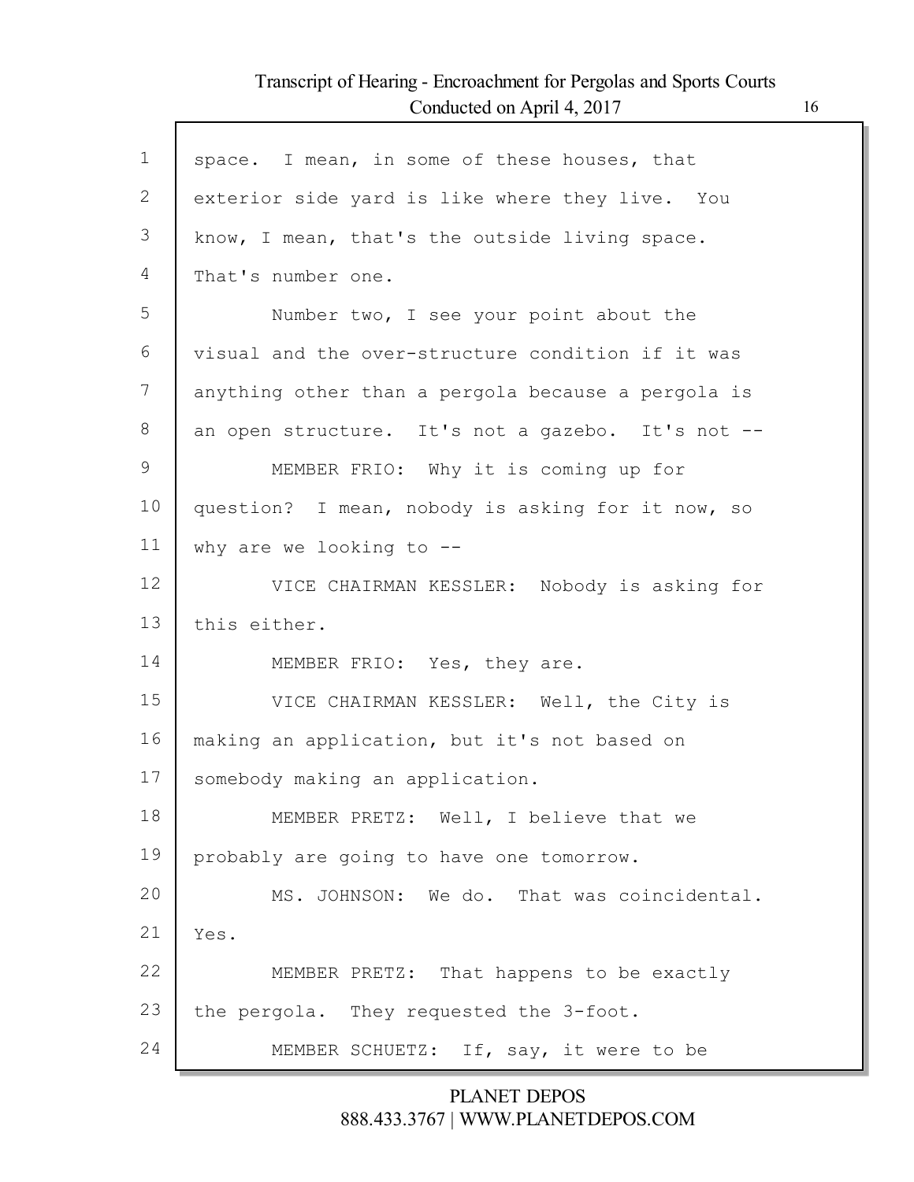space. I mean, in some of these houses, that exterior side yard is like where they live. You know, I mean, that's the outside living space. That's number one.

Number two, I see your point about the visual and the over-structure condition if it was anything other than a pergola because a pergola is an open structure. It's not a gazebo. It's not --

MEMBER FRIO: Why it is coming up for question? I mean, nobody is asking for it now, so why are we looking to --

VICE CHAIRMAN KESSLER: Nobody is asking for this either.

MEMBER FRIO: Yes, they are.

VICE CHAIRMAN KESSLER: Well, the City is making an application, but it's not based on somebody making an application.

MEMBER PRETZ: Well, I believe that we probably are going to have one tomorrow.

MS. JOHNSON: We do. That was coincidental. Yes.

MEMBER PRETZ: That happens to be exactly the pergola. They requested the 3-foot.

MEMBER SCHUETZ: If, say, it were to be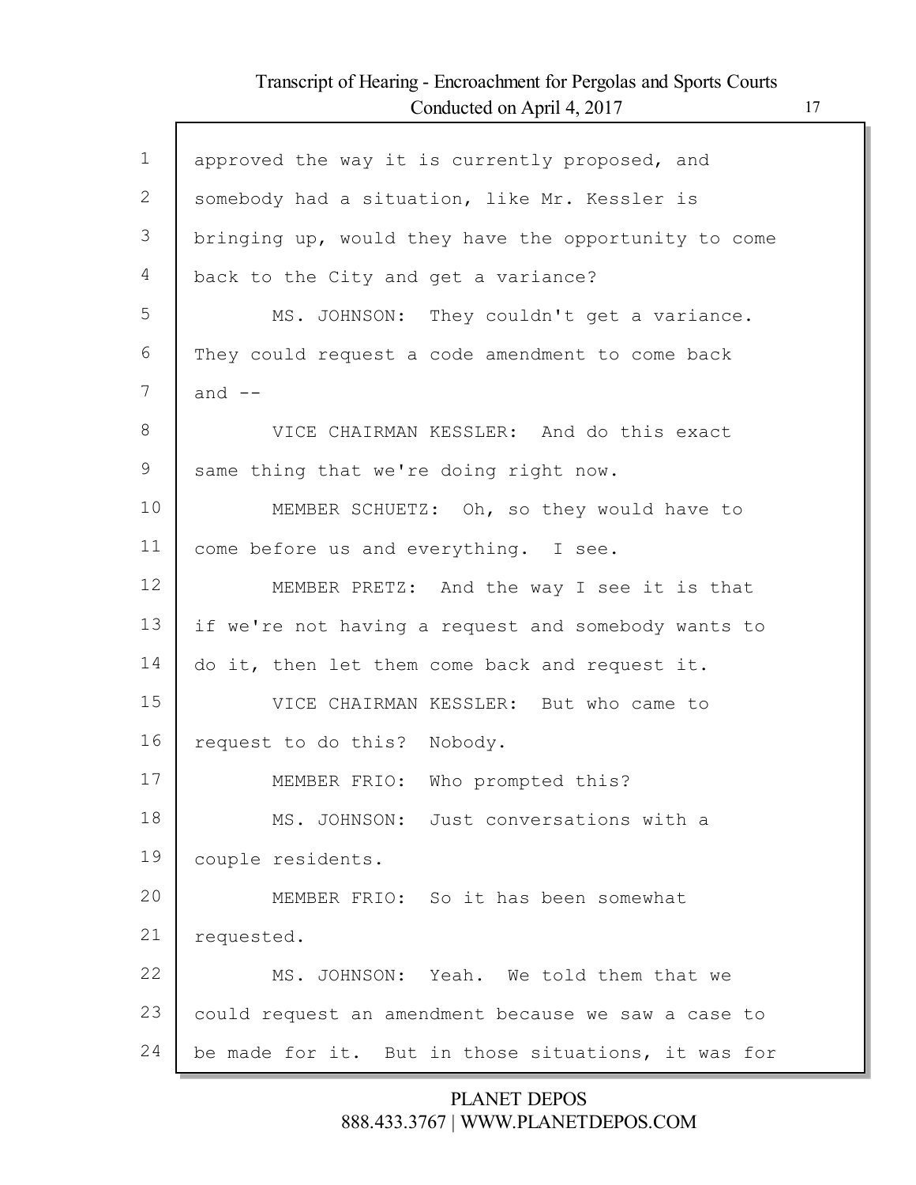approved the way it is currently proposed, and somebody had a situation, like Mr. Kessler is bringing up, would they have the opportunity to come back to the City and get a variance?

MS. JOHNSON: They couldn't get a variance. They could request a code amendment to come back and --

VICE CHAIRMAN KESSLER: And do this exact same thing that we're doing right now.

MEMBER SCHUETZ: Oh, so they would have to come before us and everything. I see.

MEMBER PRETZ: And the way I see it is that if we're not having a request and somebody wants to do it, then let them come back and request it.

VICE CHAIRMAN KESSLER: But who came to request to do this? Nobody.

MEMBER FRIO: Who prompted this?

MS. JOHNSON: Just conversations with a couple residents.

MEMBER FRIO: So it has been somewhat requested.

MS. JOHNSON: Yeah. We told them that we could request an amendment because we saw a case to be made for it. But in those situations, it was for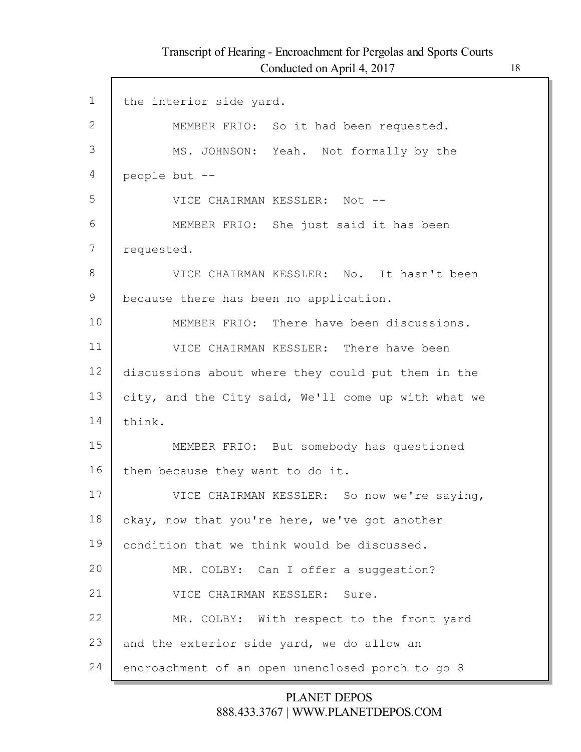the interior side yard.

MEMBER FRIO: So it had been requested.

MS. JOHNSON: Yeah. Not formally by the people but --

VICE CHAIRMAN KESSLER: Not --

MEMBER FRIO: She just said it has been requested.

VICE CHAIRMAN KESSLER: No. It hasn't been because there has been no application.

MEMBER FRIO: There have been discussions.

VICE CHAIRMAN KESSLER: There have been discussions about where they could put them in the city, and the City said, We'll come up with what we think.

MEMBER FRIO: But somebody has questioned them because they want to do it.

VICE CHAIRMAN KESSLER: So now we're saying, okay, now that you're here, we've got another condition that we think would be discussed.

MR. COLBY: Can I offer a suggestion?

VICE CHAIRMAN KESSLER: Sure.

MR. COLBY: With respect to the front yard and the exterior side yard, we do allow an encroachment of an open unenclosed porch to go 8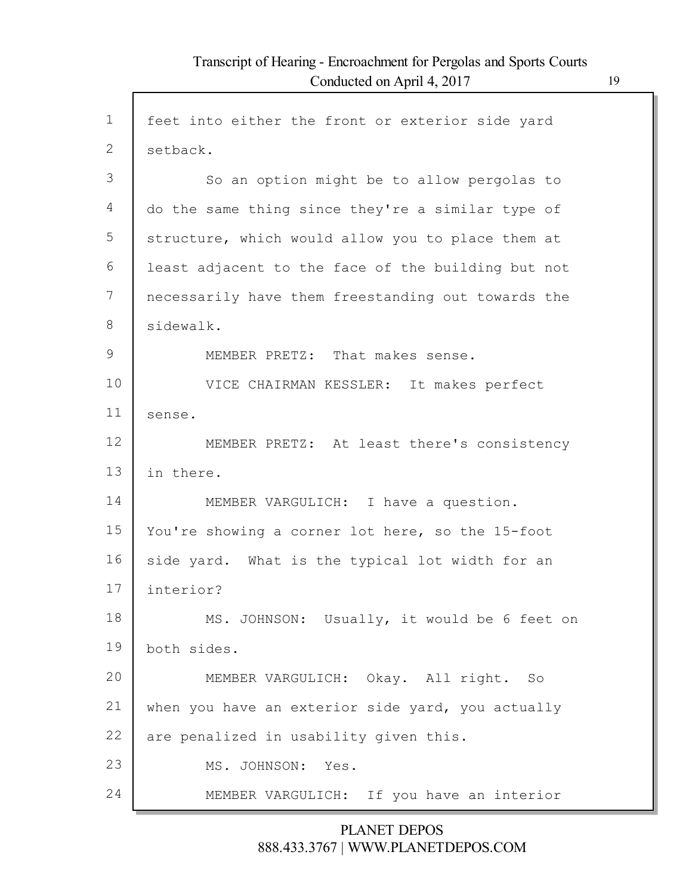feet into either the front or exterior side yard setback.

So an option might be to allow pergolas to do the same thing since they're a similar type of structure, which would allow you to place them at least adjacent to the face of the building but not necessarily have them freestanding out towards the sidewalk.

MEMBER PRETZ: That makes sense.

VICE CHAIRMAN KESSLER: It makes perfect sense.

MEMBER PRETZ: At least there's consistency in there.

MEMBER VARGULICH: I have a question. You're showing a corner lot here, so the 15-foot side yard. What is the typical lot width for an interior?

MS. JOHNSON: Usually, it would be 6 feet on both sides.

MEMBER VARGULICH: Okay. All right. So when you have an exterior side yard, you actually are penalized in usability given this.

MS. JOHNSON: Yes.

MEMBER VARGULICH: If you have an interior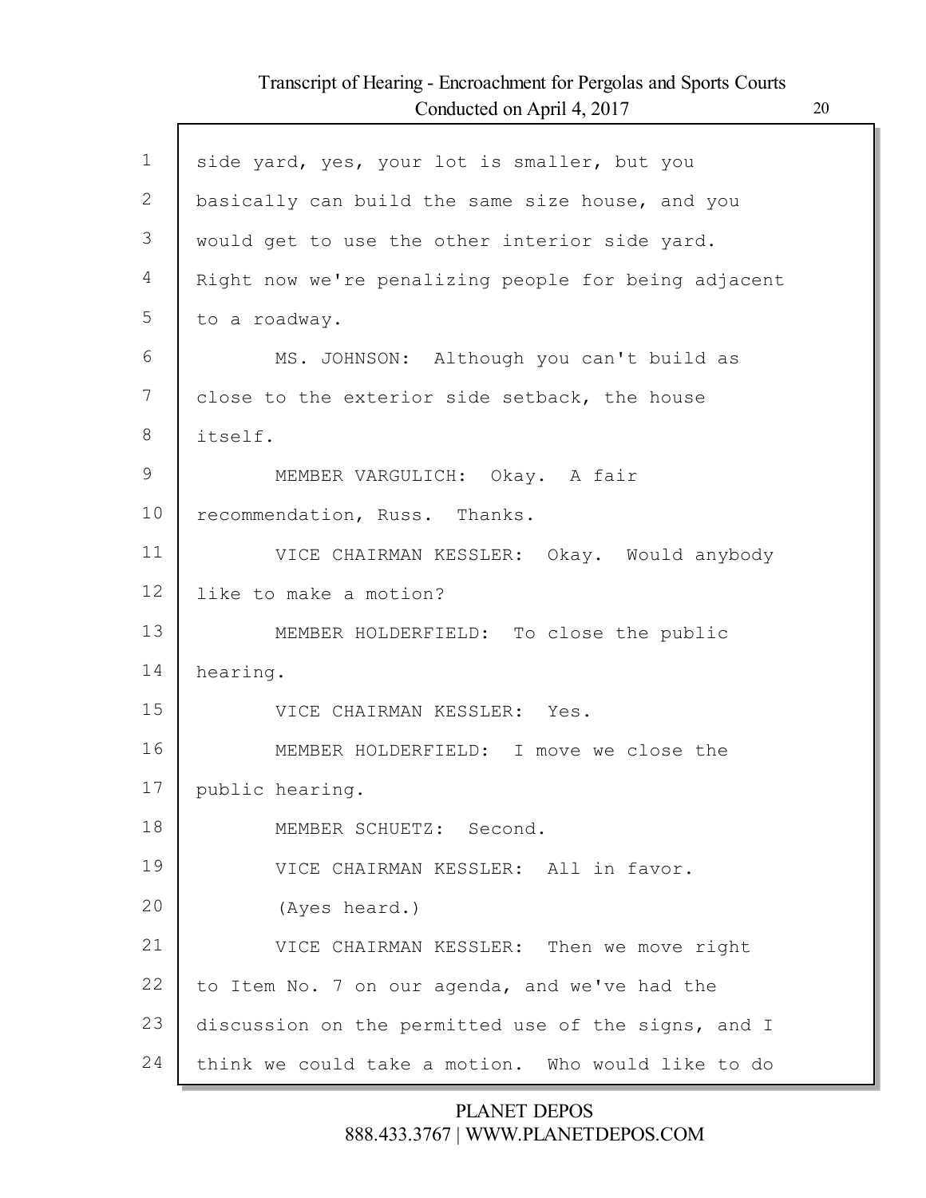side yard, yes, your lot is smaller, but you basically can build the same size house, and you would get to use the other interior side yard. Right now we're penalizing people for being adjacent to a roadway.

MS. JOHNSON: Although you can't build as close to the exterior side setback, the house itself.

MEMBER VARGULICH: Okay. A fair recommendation, Russ. Thanks.

VICE CHAIRMAN KESSLER: Okay. Would anybody like to make a motion?

MEMBER HOLDERFIELD: To close the public hearing.

VICE CHAIRMAN KESSLER: Yes.

MEMBER HOLDERFIELD: I move we close the public hearing.

MEMBER SCHUETZ: Second.

VICE CHAIRMAN KESSLER: All in favor.

(Ayes heard.)

VICE CHAIRMAN KESSLER: Then we move right to Item No. 7 on our agenda, and we've had the discussion on the permitted use of the signs, and I think we could take a motion. Who would like to do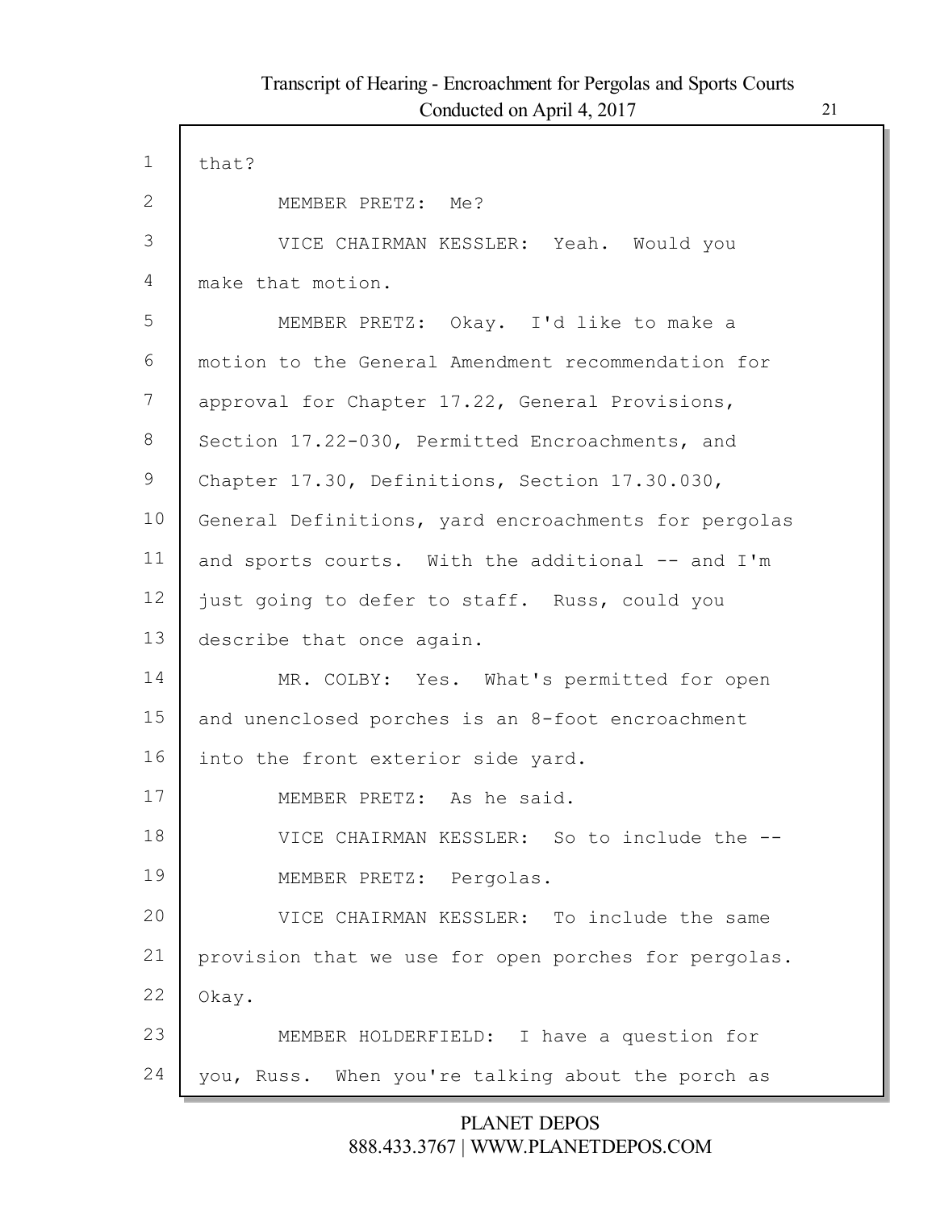that?

MEMBER PRETZ: Me?

VICE CHAIRMAN KESSLER: Yeah. Would you make that motion.

MEMBER PRETZ: Okay. I'd like to make a motion to the General Amendment recommendation for approval for Chapter 17.22, General Provisions, Section 17.22-030, Permitted Encroachments, and Chapter 17.30, Definitions, Section 17.30.030, General Definitions, yard encroachments for pergolas and sports courts. With the additional -- and I'm just going to defer to staff. Russ, could you describe that once again.

MR. COLBY: Yes. What's permitted for open and unenclosed porches is an 8-foot encroachment into the front exterior side yard.

MEMBER PRETZ: As he said.

VICE CHAIRMAN KESSLER: So to include the --

MEMBER PRETZ: Pergolas.

VICE CHAIRMAN KESSLER: To include the same provision that we use for open porches for pergolas. Okay.

MEMBER HOLDERFIELD: I have a question for you, Russ. When you're talking about the porch as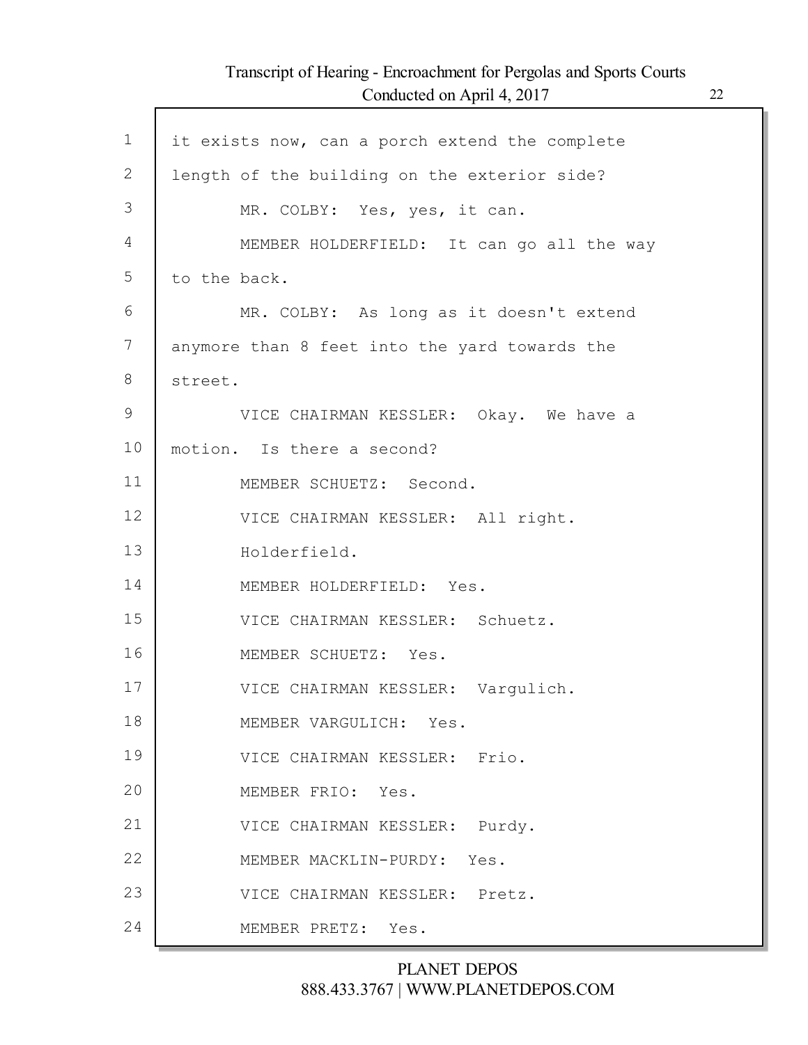it exists now, can a porch extend the complete length of the building on the exterior side?

MR. COLBY: Yes, yes, it can.

MEMBER HOLDERFIELD: It can go all the way to the back.

MR. COLBY: As long as it doesn't extend anymore than 8 feet into the yard towards the street.

VICE CHAIRMAN KESSLER: Okay. We have a motion. Is there a second?

MEMBER SCHUETZ: Second.

VICE CHAIRMAN KESSLER: All right. Holderfield.

MEMBER HOLDERFIELD: Yes.

VICE CHAIRMAN KESSLER: Schuetz.

MEMBER SCHUETZ: Yes.

VICE CHAIRMAN KESSLER: Vargulich.

MEMBER VARGULICH: Yes.

VICE CHAIRMAN KESSLER: Frio.

MEMBER FRIO: Yes.

VICE CHAIRMAN KESSLER: Purdy.

MEMBER MACKLIN-PURDY: Yes.

VICE CHAIRMAN KESSLER: Pretz.

MEMBER PRETZ: Yes.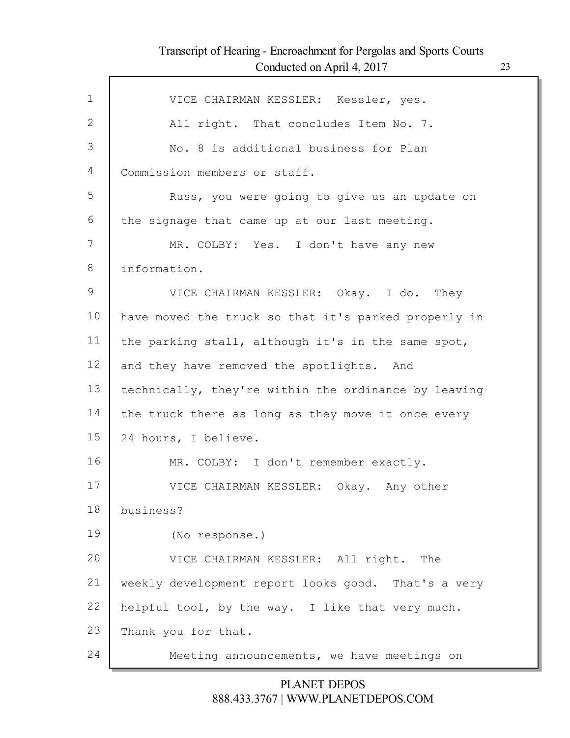VICE CHAIRMAN KESSLER: Kessler, yes.

All right. That concludes Item No. 7.

No. 8 is additional business for Plan Commission members or staff.

Russ, you were going to give us an update on the signage that came up at our last meeting.

MR. COLBY: Yes. I don't have any new information.

VICE CHAIRMAN KESSLER: Okay. I do. They have moved the truck so that it's parked properly in the parking stall, although it's in the same spot, and they have removed the spotlights. And technically, they're within the ordinance by leaving the truck there as long as they move it once every 24 hours, I believe.

MR. COLBY: I don't remember exactly.

VICE CHAIRMAN KESSLER: Okay. Any other business?

(No response.)

VICE CHAIRMAN KESSLER: All right. The weekly development report looks good. That's a very helpful tool, by the way. I like that very much. Thank you for that.

Meeting announcements, we have meetings on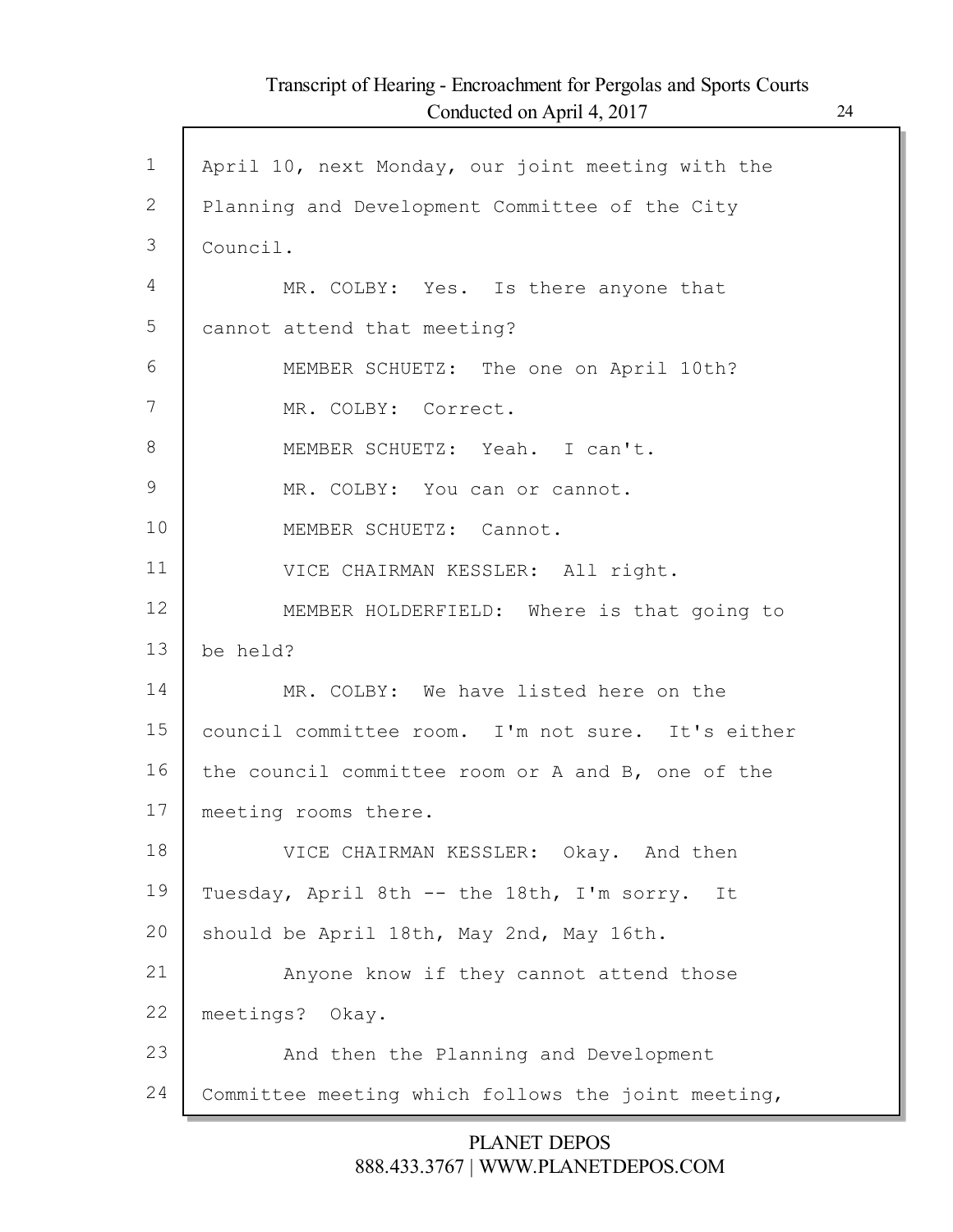April 10, next Monday, our joint meeting with the Planning and Development Committee of the City Council.

MR. COLBY: Yes. Is there anyone that cannot attend that meeting?

MEMBER SCHUETZ: The one on April 10th?

MR. COLBY: Correct.

MEMBER SCHUETZ: Yeah. I can't.

MR. COLBY: You can or cannot.

MEMBER SCHUETZ: Cannot.

VICE CHAIRMAN KESSLER: All right.

MEMBER HOLDERFIELD: Where is that going to be held?

MR. COLBY: We have listed here on the council committee room. I'm not sure. It's either the council committee room or A and B, one of the meeting rooms there.

VICE CHAIRMAN KESSLER: Okay. And then Tuesday, April 8th -- the 18th, I'm sorry. It should be April 18th, May 2nd, May 16th.

Anyone know if they cannot attend those meetings? Okay.

And then the Planning and Development Committee meeting which follows the joint meeting,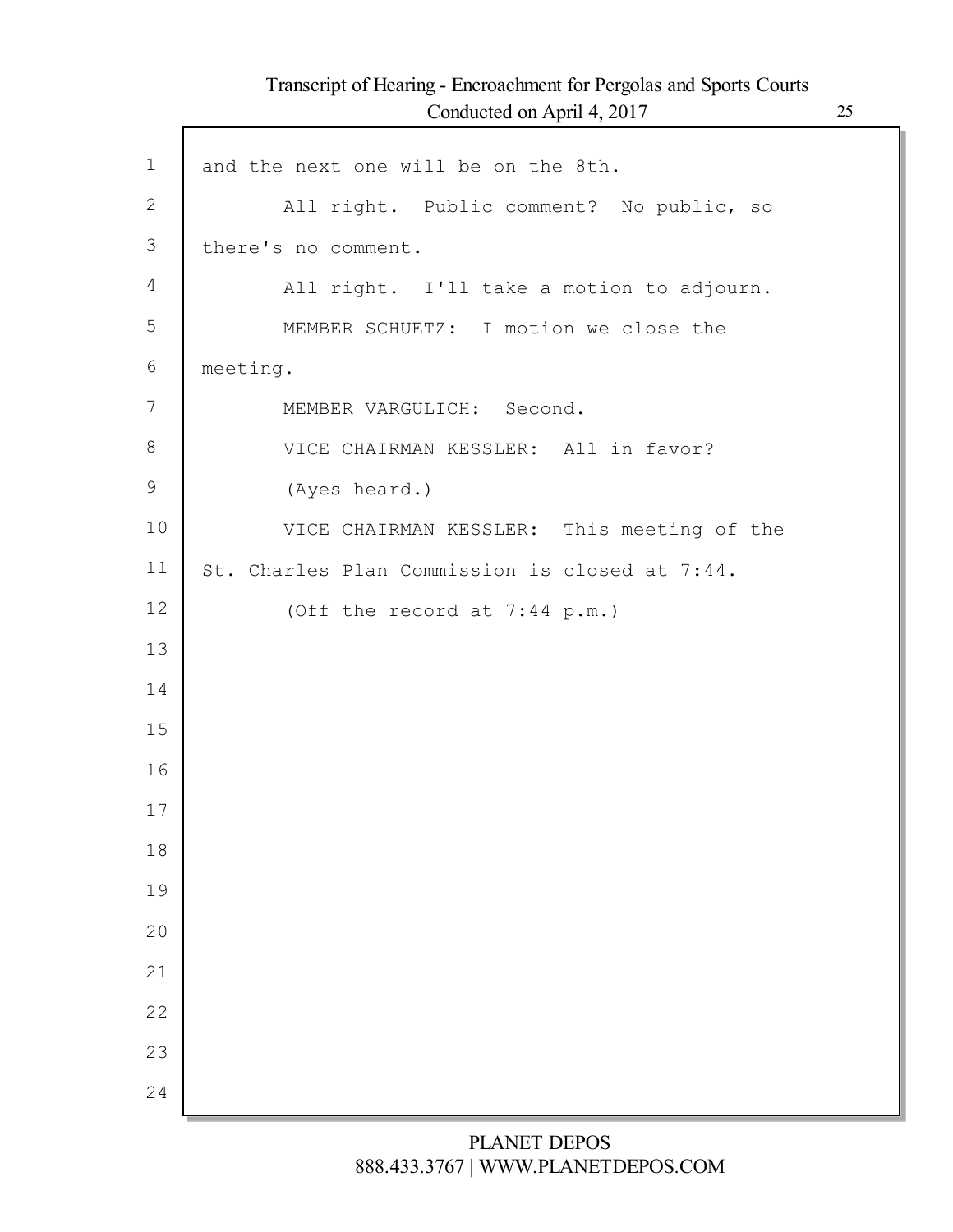and the next one will be on the 8th.

All right. Public comment? No public, so there's no comment.

All right. I'll take a motion to adjourn.

MEMBER SCHUETZ: I motion we close the meeting.

MEMBER VARGULICH: Second.

VICE CHAIRMAN KESSLER: All in favor?

(Ayes heard.)

VICE CHAIRMAN KESSLER: This meeting of the St. Charles Plan Commission is closed at 7:44.

(Off the record at 7:44 p.m.)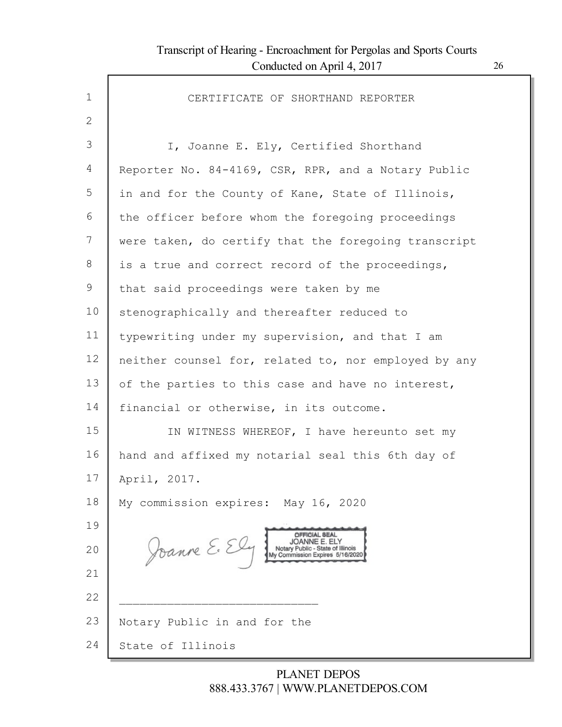CERTIFICATE OF SHORTHAND REPORTER

I, Joanne E. Ely, Certified Shorthand Reporter No. 84-4169, CSR, RPR, and a Notary Public in and for the County of Kane, State of Illinois, the officer before whom the foregoing proceedings were taken, do certify that the foregoing transcript is a true and correct record of the proceedings, that said proceedings were taken by me stenographically and thereafter reduced to typewriting under my supervision, and that I am neither counsel for, related to, nor employed by any of the parties to this case and have no interest, financial or otherwise, in its outcome.

IN WITNESS WHEREOF, I have hereunto set my hand and affixed my notarial seal this 6th day of April, 2017.

My commission expires: May 16, 2020

Joanne E. Ely

OFFICIAL SEAL
JOANNE E. ELY
Notary Public - State of Illinois
My Commission Expires 5/16/2020

\_\_\_\_\_\_\_\_\_\_\_\_\_\_\_\_\_\_\_\_\_\_\_\_\_\_\_\_\_\_

Notary Public in and for the
State of Illinois